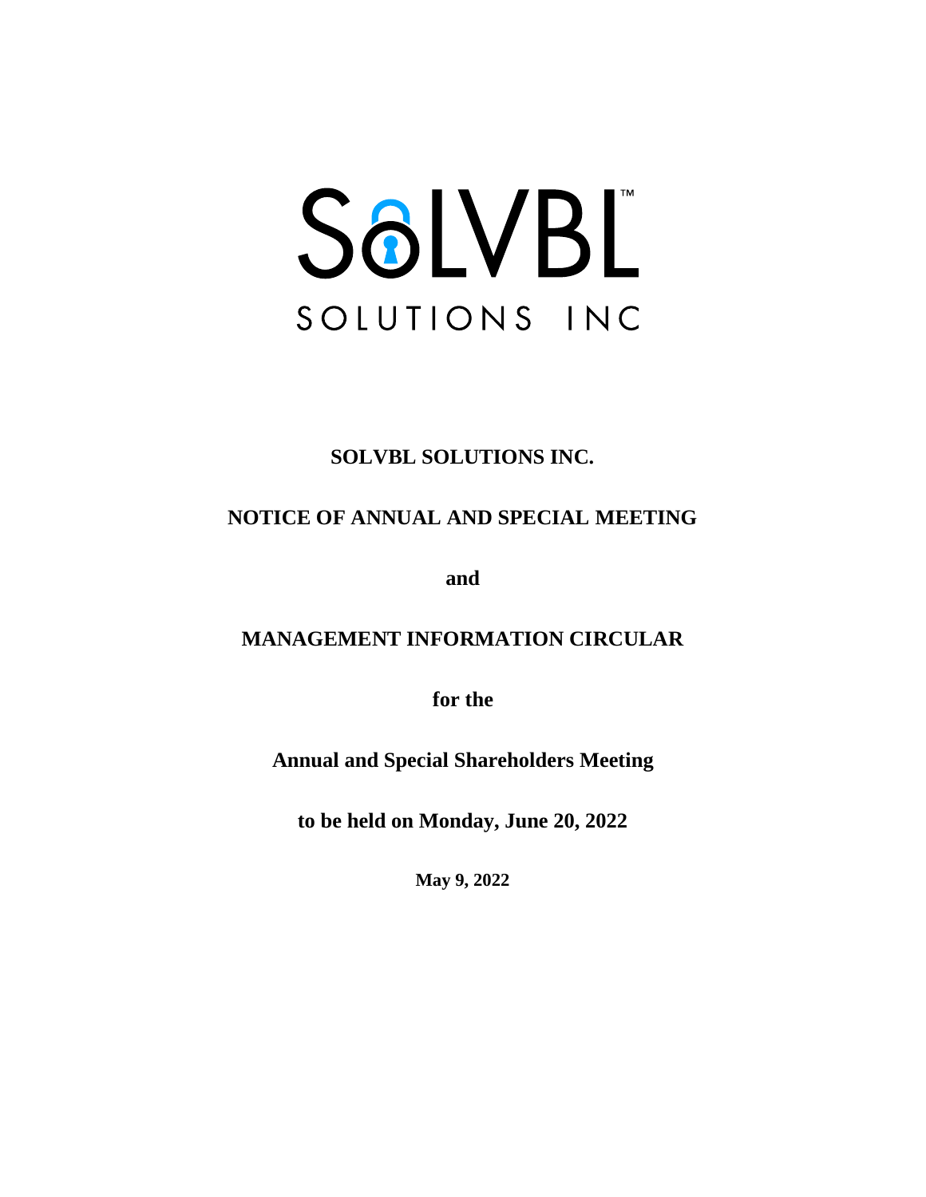SOLVBL™

SOLUTIONS INC

# SOLVBL SOLUTIONS INC.

## NOTICE OF ANNUAL AND SPECIAL MEETING

**and**

## MANAGEMENT INFORMATION CIRCULAR

**for the**

**Annual and Special Shareholders Meeting**

**to be held on Monday, June 20, 2022**

**May 9, 2022**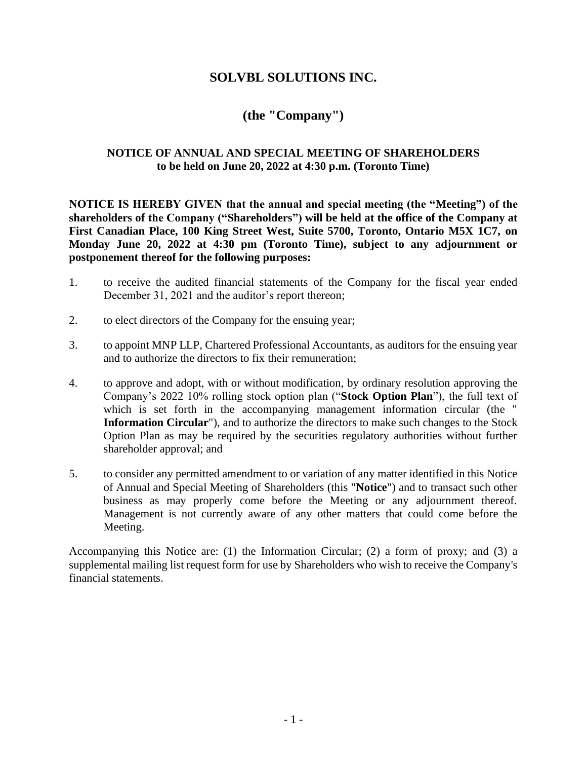# SOLVBL SOLUTIONS INC.

## (the "Company")

**NOTICE OF ANNUAL AND SPECIAL MEETING OF SHAREHOLDERS**
**to be held on June 20, 2022 at 4:30 p.m. (Toronto Time)**

**NOTICE IS HEREBY GIVEN that the annual and special meeting (the "Meeting") of the shareholders of the Company ("Shareholders") will be held at the office of the Company at First Canadian Place, 100 King Street West, Suite 5700, Toronto, Ontario M5X 1C7, on Monday June 20, 2022 at 4:30 pm (Toronto Time), subject to any adjournment or postponement thereof for the following purposes:**

1. to receive the audited financial statements of the Company for the fiscal year ended December 31, 2021 and the auditor's report thereon;

2. to elect directors of the Company for the ensuing year;

3. to appoint MNP LLP, Chartered Professional Accountants, as auditors for the ensuing year and to authorize the directors to fix their remuneration;

4. to approve and adopt, with or without modification, by ordinary resolution approving the Company's 2022 10% rolling stock option plan ("**Stock Option Plan**"), the full text of which is set forth in the accompanying management information circular (the "**Information Circular**"), and to authorize the directors to make such changes to the Stock Option Plan as may be required by the securities regulatory authorities without further shareholder approval; and

5. to consider any permitted amendment to or variation of any matter identified in this Notice of Annual and Special Meeting of Shareholders (this "**Notice**") and to transact such other business as may properly come before the Meeting or any adjournment thereof. Management is not currently aware of any other matters that could come before the Meeting.

Accompanying this Notice are: (1) the Information Circular; (2) a form of proxy; and (3) a supplemental mailing list request form for use by Shareholders who wish to receive the Company's financial statements.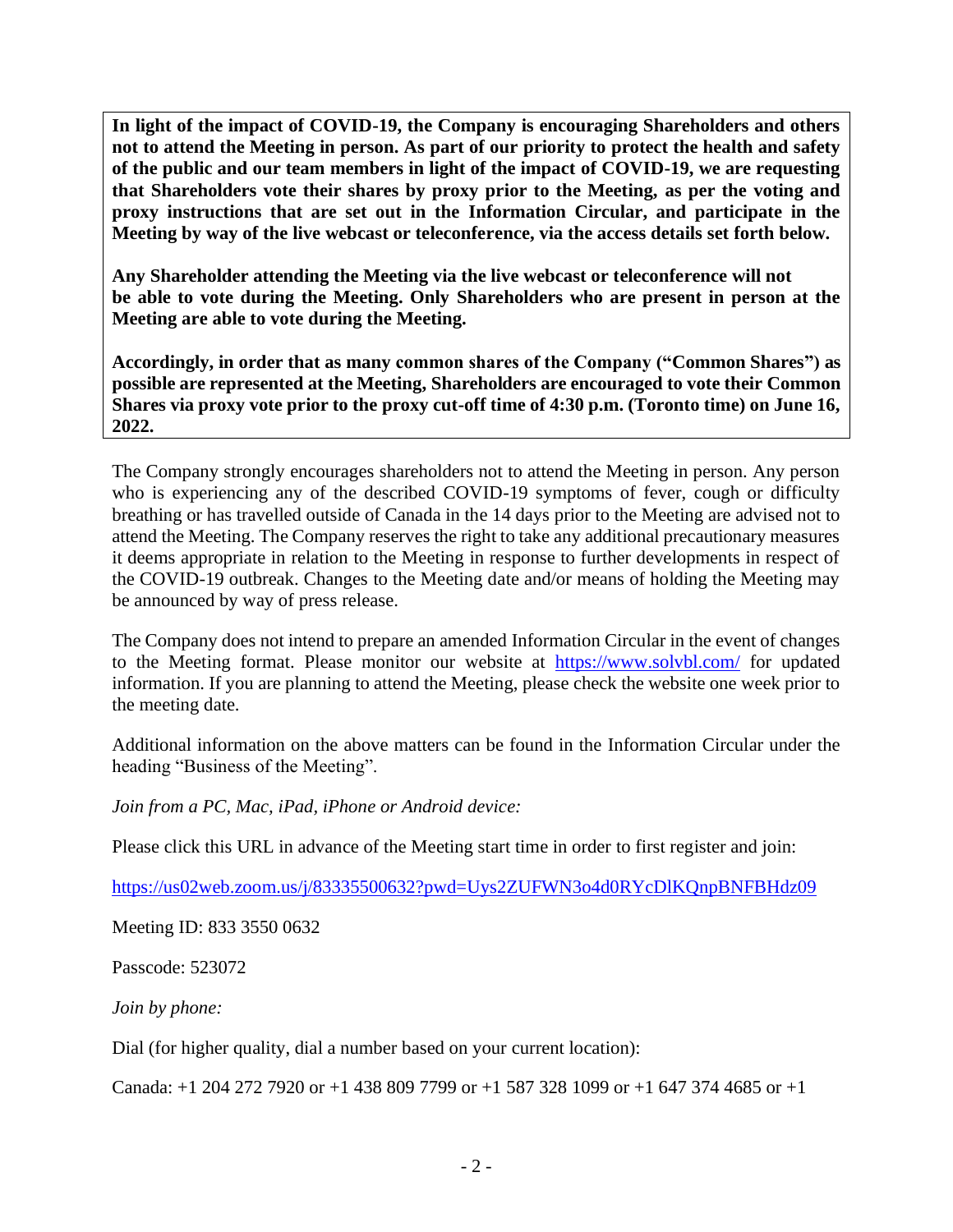**In light of the impact of COVID-19, the Company is encouraging Shareholders and others not to attend the Meeting in person. As part of our priority to protect the health and safety of the public and our team members in light of the impact of COVID-19, we are requesting that Shareholders vote their shares by proxy prior to the Meeting, as per the voting and proxy instructions that are set out in the Information Circular, and participate in the Meeting by way of the live webcast or teleconference, via the access details set forth below.**

**Any Shareholder attending the Meeting via the live webcast or teleconference will not be able to vote during the Meeting. Only Shareholders who are present in person at the Meeting are able to vote during the Meeting.**

**Accordingly, in order that as many common shares of the Company ("Common Shares") as possible are represented at the Meeting, Shareholders are encouraged to vote their Common Shares via proxy vote prior to the proxy cut-off time of 4:30 p.m. (Toronto time) on June 16, 2022.**

The Company strongly encourages shareholders not to attend the Meeting in person. Any person who is experiencing any of the described COVID-19 symptoms of fever, cough or difficulty breathing or has travelled outside of Canada in the 14 days prior to the Meeting are advised not to attend the Meeting. The Company reserves the right to take any additional precautionary measures it deems appropriate in relation to the Meeting in response to further developments in respect of the COVID-19 outbreak. Changes to the Meeting date and/or means of holding the Meeting may be announced by way of press release.

The Company does not intend to prepare an amended Information Circular in the event of changes to the Meeting format. Please monitor our website at https://www.solvbl.com/ for updated information. If you are planning to attend the Meeting, please check the website one week prior to the meeting date.

Additional information on the above matters can be found in the Information Circular under the heading "Business of the Meeting".

*Join from a PC, Mac, iPad, iPhone or Android device:*

Please click this URL in advance of the Meeting start time in order to first register and join:

https://us02web.zoom.us/j/83335500632?pwd=Uys2ZUFWN3o4d0RYcDlKQnpBNFBHdz09

Meeting ID: 833 3550 0632

Passcode: 523072

*Join by phone:*

Dial (for higher quality, dial a number based on your current location):

Canada: +1 204 272 7920 or +1 438 809 7799 or +1 587 328 1099 or +1 647 374 4685 or +1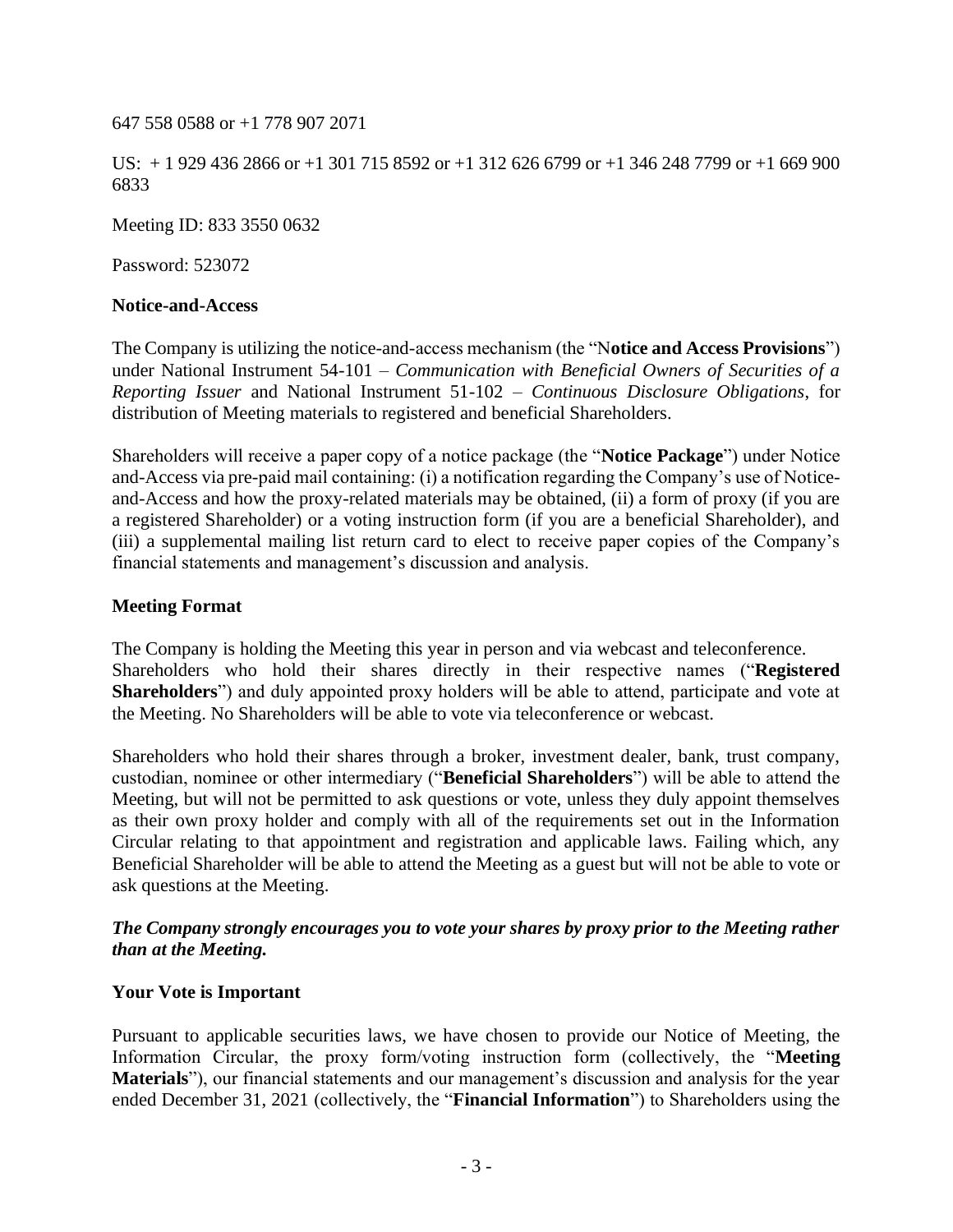647 558 0588 or +1 778 907 2071

US: + 1 929 436 2866 or +1 301 715 8592 or +1 312 626 6799 or +1 346 248 7799 or +1 669 900 6833

Meeting ID: 833 3550 0632

Password: 523072

**Notice-and-Access**

The Company is utilizing the notice-and-access mechanism (the "N**otice and Access Provisions**") under National Instrument 54-101 – *Communication with Beneficial Owners of Securities of a Reporting Issuer* and National Instrument 51-102 – *Continuous Disclosure Obligations*, for distribution of Meeting materials to registered and beneficial Shareholders.

Shareholders will receive a paper copy of a notice package (the "**Notice Package**") under Notice and-Access via pre-paid mail containing: (i) a notification regarding the Company's use of Notice-and-Access and how the proxy-related materials may be obtained, (ii) a form of proxy (if you are a registered Shareholder) or a voting instruction form (if you are a beneficial Shareholder), and (iii) a supplemental mailing list return card to elect to receive paper copies of the Company's financial statements and management's discussion and analysis.

**Meeting Format**

The Company is holding the Meeting this year in person and via webcast and teleconference. Shareholders who hold their shares directly in their respective names ("**Registered Shareholders**") and duly appointed proxy holders will be able to attend, participate and vote at the Meeting. No Shareholders will be able to vote via teleconference or webcast.

Shareholders who hold their shares through a broker, investment dealer, bank, trust company, custodian, nominee or other intermediary ("**Beneficial Shareholders**") will be able to attend the Meeting, but will not be permitted to ask questions or vote, unless they duly appoint themselves as their own proxy holder and comply with all of the requirements set out in the Information Circular relating to that appointment and registration and applicable laws. Failing which, any Beneficial Shareholder will be able to attend the Meeting as a guest but will not be able to vote or ask questions at the Meeting.

***The Company strongly encourages you to vote your shares by proxy prior to the Meeting rather than at the Meeting.***

**Your Vote is Important**

Pursuant to applicable securities laws, we have chosen to provide our Notice of Meeting, the Information Circular, the proxy form/voting instruction form (collectively, the "**Meeting Materials**"), our financial statements and our management's discussion and analysis for the year ended December 31, 2021 (collectively, the "**Financial Information**") to Shareholders using the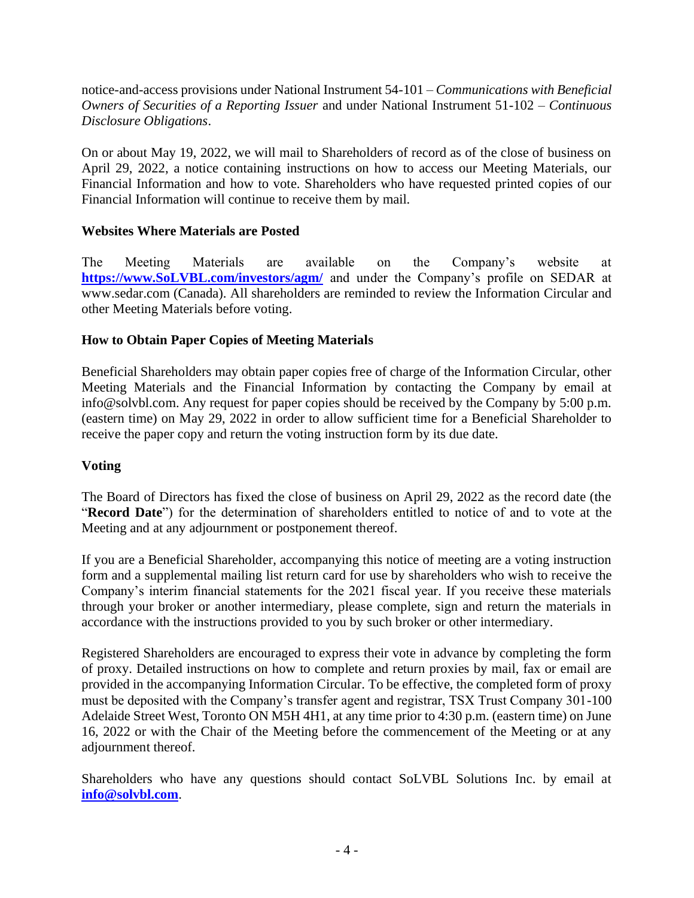notice-and-access provisions under National Instrument 54-101 – *Communications with Beneficial Owners of Securities of a Reporting Issuer* and under National Instrument 51-102 – *Continuous Disclosure Obligations*.

On or about May 19, 2022, we will mail to Shareholders of record as of the close of business on April 29, 2022, a notice containing instructions on how to access our Meeting Materials, our Financial Information and how to vote. Shareholders who have requested printed copies of our Financial Information will continue to receive them by mail.

**Websites Where Materials are Posted**

The Meeting Materials are available on the Company's website at **https://www.SoLVBL.com/investors/agm/** and under the Company's profile on SEDAR at www.sedar.com (Canada). All shareholders are reminded to review the Information Circular and other Meeting Materials before voting.

**How to Obtain Paper Copies of Meeting Materials**

Beneficial Shareholders may obtain paper copies free of charge of the Information Circular, other Meeting Materials and the Financial Information by contacting the Company by email at info@solvbl.com. Any request for paper copies should be received by the Company by 5:00 p.m. (eastern time) on May 29, 2022 in order to allow sufficient time for a Beneficial Shareholder to receive the paper copy and return the voting instruction form by its due date.

**Voting**

The Board of Directors has fixed the close of business on April 29, 2022 as the record date (the "**Record Date**") for the determination of shareholders entitled to notice of and to vote at the Meeting and at any adjournment or postponement thereof.

If you are a Beneficial Shareholder, accompanying this notice of meeting are a voting instruction form and a supplemental mailing list return card for use by shareholders who wish to receive the Company's interim financial statements for the 2021 fiscal year. If you receive these materials through your broker or another intermediary, please complete, sign and return the materials in accordance with the instructions provided to you by such broker or other intermediary.

Registered Shareholders are encouraged to express their vote in advance by completing the form of proxy. Detailed instructions on how to complete and return proxies by mail, fax or email are provided in the accompanying Information Circular. To be effective, the completed form of proxy must be deposited with the Company's transfer agent and registrar, TSX Trust Company 301-100 Adelaide Street West, Toronto ON M5H 4H1, at any time prior to 4:30 p.m. (eastern time) on June 16, 2022 or with the Chair of the Meeting before the commencement of the Meeting or at any adjournment thereof.

Shareholders who have any questions should contact SoLVBL Solutions Inc. by email at **info@solvbl.com**.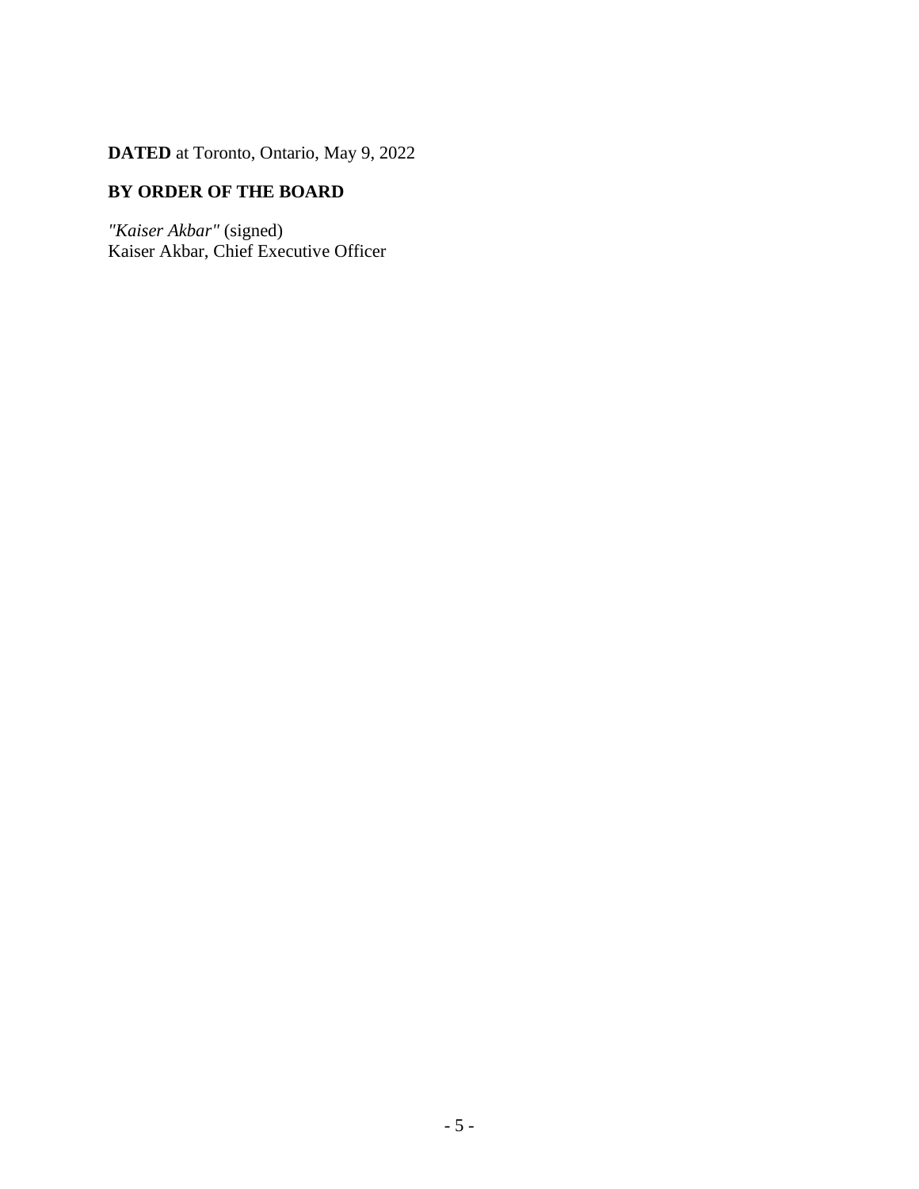**DATED** at Toronto, Ontario, May 9, 2022

**BY ORDER OF THE BOARD**

*"Kaiser Akbar"* (signed)
Kaiser Akbar, Chief Executive Officer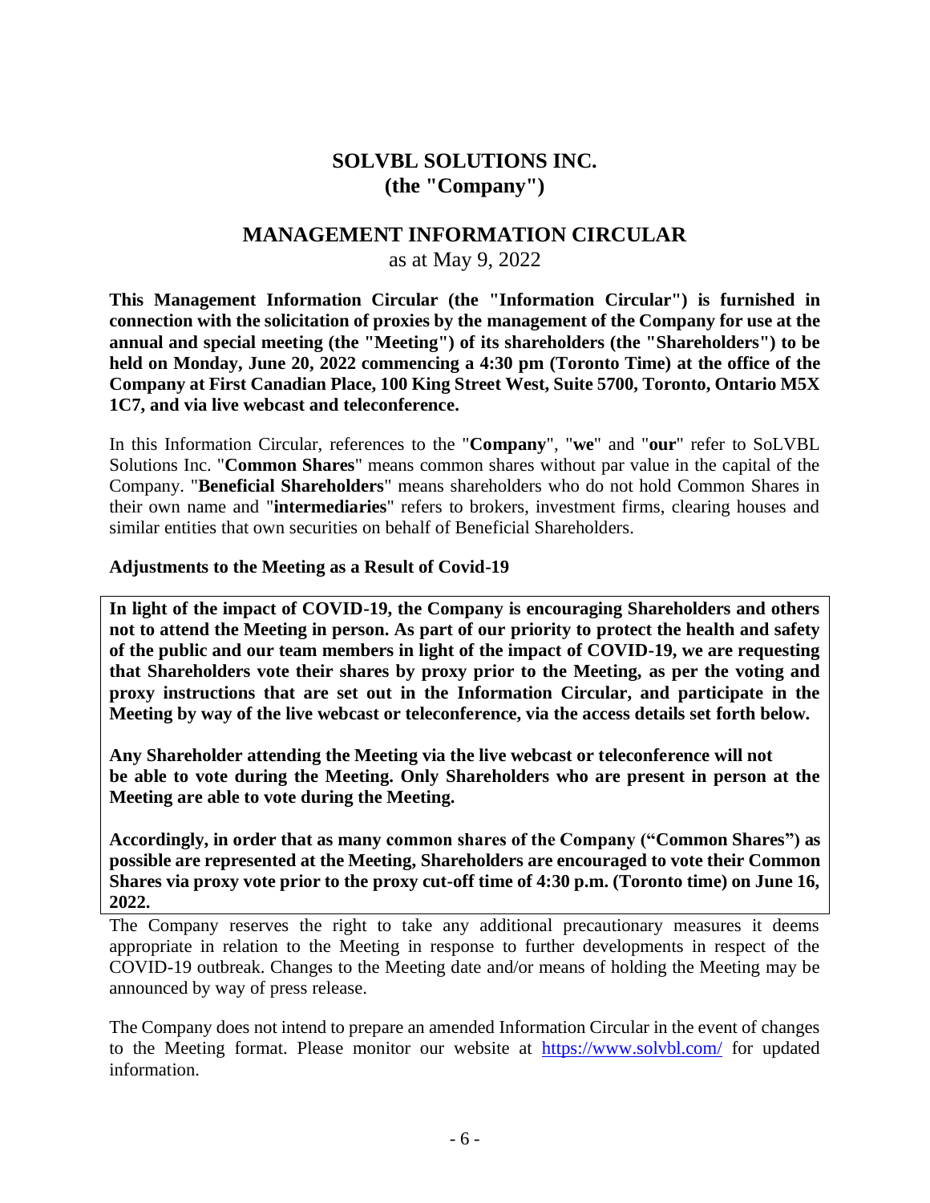# SOLVBL SOLUTIONS INC.
# (the "Company")

## MANAGEMENT INFORMATION CIRCULAR

as at May 9, 2022

**This Management Information Circular (the "Information Circular") is furnished in connection with the solicitation of proxies by the management of the Company for use at the annual and special meeting (the "Meeting") of its shareholders (the "Shareholders") to be held on Monday, June 20, 2022 commencing a 4:30 pm (Toronto Time) at the office of the Company at First Canadian Place, 100 King Street West, Suite 5700, Toronto, Ontario M5X 1C7, and via live webcast and teleconference.**

In this Information Circular, references to the "**Company**", "**we**" and "**our**" refer to SoLVBL Solutions Inc. "**Common Shares**" means common shares without par value in the capital of the Company. "**Beneficial Shareholders**" means shareholders who do not hold Common Shares in their own name and "**intermediaries**" refers to brokers, investment firms, clearing houses and similar entities that own securities on behalf of Beneficial Shareholders.

### Adjustments to the Meeting as a Result of Covid-19

**In light of the impact of COVID-19, the Company is encouraging Shareholders and others not to attend the Meeting in person. As part of our priority to protect the health and safety of the public and our team members in light of the impact of COVID-19, we are requesting that Shareholders vote their shares by proxy prior to the Meeting, as per the voting and proxy instructions that are set out in the Information Circular, and participate in the Meeting by way of the live webcast or teleconference, via the access details set forth below.**

**Any Shareholder attending the Meeting via the live webcast or teleconference will not be able to vote during the Meeting. Only Shareholders who are present in person at the Meeting are able to vote during the Meeting.**

**Accordingly, in order that as many common shares of the Company ("Common Shares") as possible are represented at the Meeting, Shareholders are encouraged to vote their Common Shares via proxy vote prior to the proxy cut-off time of 4:30 p.m. (Toronto time) on June 16, 2022.**

The Company reserves the right to take any additional precautionary measures it deems appropriate in relation to the Meeting in response to further developments in respect of the COVID-19 outbreak. Changes to the Meeting date and/or means of holding the Meeting may be announced by way of press release.

The Company does not intend to prepare an amended Information Circular in the event of changes to the Meeting format. Please monitor our website at https://www.solvbl.com/ for updated information.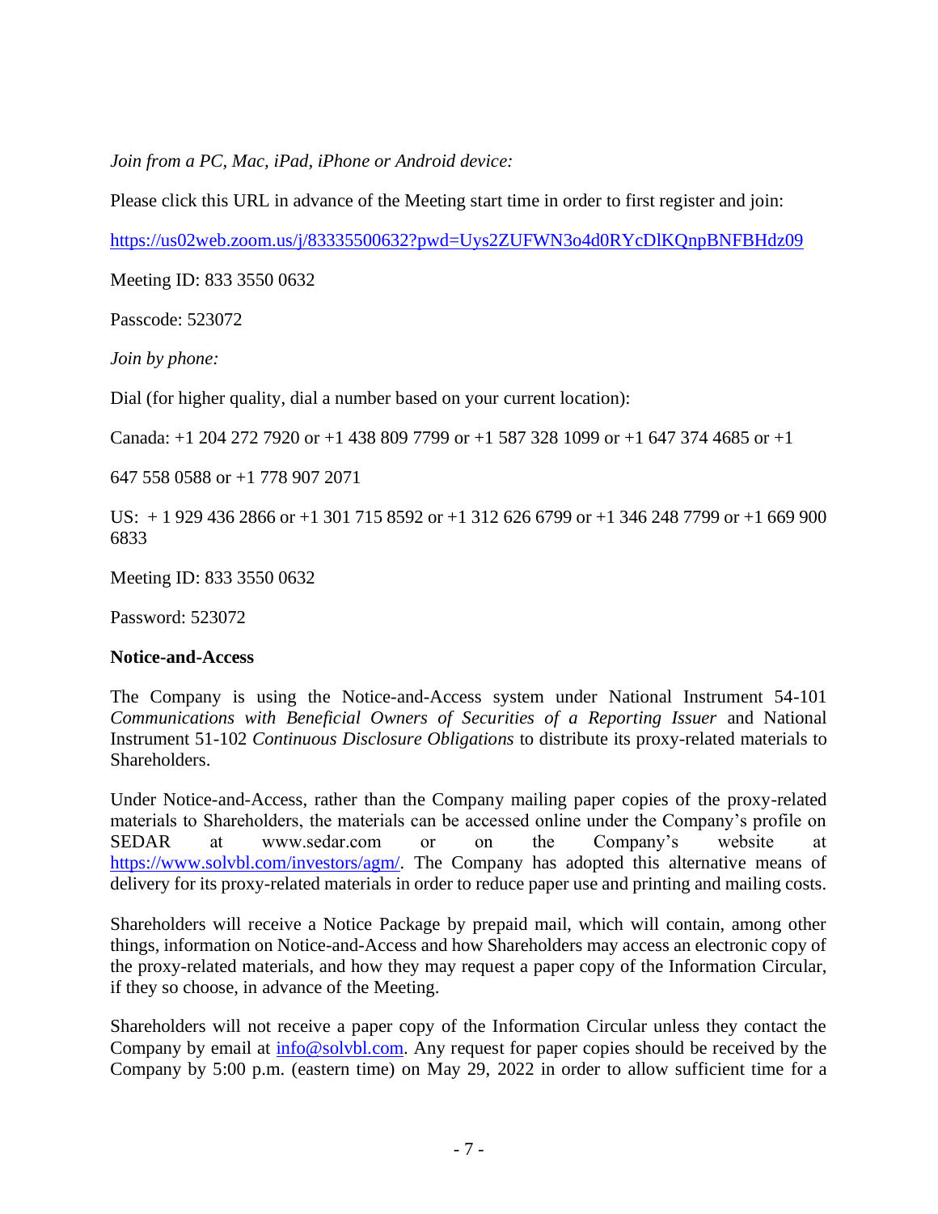*Join from a PC, Mac, iPad, iPhone or Android device:*

Please click this URL in advance of the Meeting start time in order to first register and join:

https://us02web.zoom.us/j/83335500632?pwd=Uys2ZUFWN3o4d0RYcDlKQnpBNFBHdz09

Meeting ID: 833 3550 0632

Passcode: 523072

*Join by phone:*

Dial (for higher quality, dial a number based on your current location):

Canada: +1 204 272 7920 or +1 438 809 7799 or +1 587 328 1099 or +1 647 374 4685 or +1 647 558 0588 or +1 778 907 2071

US: + 1 929 436 2866 or +1 301 715 8592 or +1 312 626 6799 or +1 346 248 7799 or +1 669 900 6833

Meeting ID: 833 3550 0632

Password: 523072

**Notice-and-Access**

The Company is using the Notice-and-Access system under National Instrument 54-101 *Communications with Beneficial Owners of Securities of a Reporting Issuer* and National Instrument 51-102 *Continuous Disclosure Obligations* to distribute its proxy-related materials to Shareholders.

Under Notice-and-Access, rather than the Company mailing paper copies of the proxy-related materials to Shareholders, the materials can be accessed online under the Company's profile on SEDAR at www.sedar.com or on the Company's website at https://www.solvbl.com/investors/agm/. The Company has adopted this alternative means of delivery for its proxy-related materials in order to reduce paper use and printing and mailing costs.

Shareholders will receive a Notice Package by prepaid mail, which will contain, among other things, information on Notice-and-Access and how Shareholders may access an electronic copy of the proxy-related materials, and how they may request a paper copy of the Information Circular, if they so choose, in advance of the Meeting.

Shareholders will not receive a paper copy of the Information Circular unless they contact the Company by email at info@solvbl.com. Any request for paper copies should be received by the Company by 5:00 p.m. (eastern time) on May 29, 2022 in order to allow sufficient time for a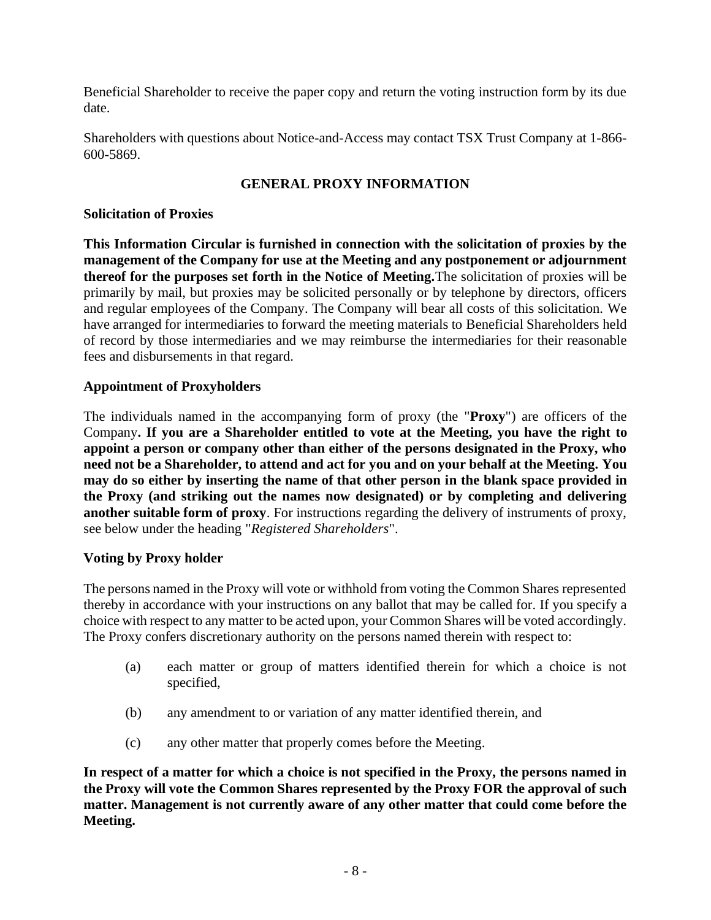Beneficial Shareholder to receive the paper copy and return the voting instruction form by its due date.

Shareholders with questions about Notice-and-Access may contact TSX Trust Company at 1-866-600-5869.

## GENERAL PROXY INFORMATION

### Solicitation of Proxies

**This Information Circular is furnished in connection with the solicitation of proxies by the management of the Company for use at the Meeting and any postponement or adjournment thereof for the purposes set forth in the Notice of Meeting.** The solicitation of proxies will be primarily by mail, but proxies may be solicited personally or by telephone by directors, officers and regular employees of the Company. The Company will bear all costs of this solicitation. We have arranged for intermediaries to forward the meeting materials to Beneficial Shareholders held of record by those intermediaries and we may reimburse the intermediaries for their reasonable fees and disbursements in that regard.

### Appointment of Proxyholders

The individuals named in the accompanying form of proxy (the "**Proxy**") are officers of the Company**. If you are a Shareholder entitled to vote at the Meeting, you have the right to appoint a person or company other than either of the persons designated in the Proxy, who need not be a Shareholder, to attend and act for you and on your behalf at the Meeting. You may do so either by inserting the name of that other person in the blank space provided in the Proxy (and striking out the names now designated) or by completing and delivering another suitable form of proxy**. For instructions regarding the delivery of instruments of proxy, see below under the heading "*Registered Shareholders*".

### Voting by Proxy holder

The persons named in the Proxy will vote or withhold from voting the Common Shares represented thereby in accordance with your instructions on any ballot that may be called for. If you specify a choice with respect to any matter to be acted upon, your Common Shares will be voted accordingly. The Proxy confers discretionary authority on the persons named therein with respect to:

(a) each matter or group of matters identified therein for which a choice is not specified,

(b) any amendment to or variation of any matter identified therein, and

(c) any other matter that properly comes before the Meeting.

**In respect of a matter for which a choice is not specified in the Proxy, the persons named in the Proxy will vote the Common Shares represented by the Proxy FOR the approval of such matter. Management is not currently aware of any other matter that could come before the Meeting.**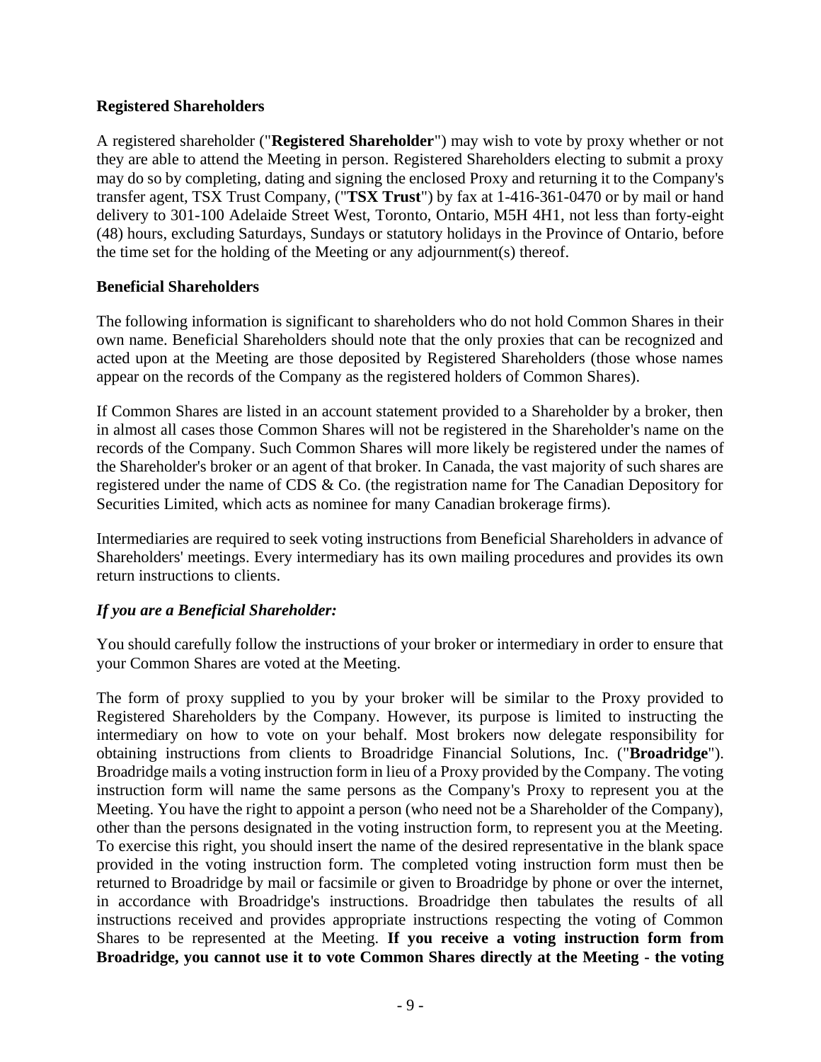### Registered Shareholders

A registered shareholder ("**Registered Shareholder**") may wish to vote by proxy whether or not they are able to attend the Meeting in person. Registered Shareholders electing to submit a proxy may do so by completing, dating and signing the enclosed Proxy and returning it to the Company's transfer agent, TSX Trust Company, ("**TSX Trust**") by fax at 1-416-361-0470 or by mail or hand delivery to 301-100 Adelaide Street West, Toronto, Ontario, M5H 4H1, not less than forty-eight (48) hours, excluding Saturdays, Sundays or statutory holidays in the Province of Ontario, before the time set for the holding of the Meeting or any adjournment(s) thereof.

### Beneficial Shareholders

The following information is significant to shareholders who do not hold Common Shares in their own name. Beneficial Shareholders should note that the only proxies that can be recognized and acted upon at the Meeting are those deposited by Registered Shareholders (those whose names appear on the records of the Company as the registered holders of Common Shares).

If Common Shares are listed in an account statement provided to a Shareholder by a broker, then in almost all cases those Common Shares will not be registered in the Shareholder's name on the records of the Company. Such Common Shares will more likely be registered under the names of the Shareholder's broker or an agent of that broker. In Canada, the vast majority of such shares are registered under the name of CDS & Co. (the registration name for The Canadian Depository for Securities Limited, which acts as nominee for many Canadian brokerage firms).

Intermediaries are required to seek voting instructions from Beneficial Shareholders in advance of Shareholders' meetings. Every intermediary has its own mailing procedures and provides its own return instructions to clients.

#### *If you are a Beneficial Shareholder:*

You should carefully follow the instructions of your broker or intermediary in order to ensure that your Common Shares are voted at the Meeting.

The form of proxy supplied to you by your broker will be similar to the Proxy provided to Registered Shareholders by the Company. However, its purpose is limited to instructing the intermediary on how to vote on your behalf. Most brokers now delegate responsibility for obtaining instructions from clients to Broadridge Financial Solutions, Inc. ("**Broadridge**"). Broadridge mails a voting instruction form in lieu of a Proxy provided by the Company. The voting instruction form will name the same persons as the Company's Proxy to represent you at the Meeting. You have the right to appoint a person (who need not be a Shareholder of the Company), other than the persons designated in the voting instruction form, to represent you at the Meeting. To exercise this right, you should insert the name of the desired representative in the blank space provided in the voting instruction form. The completed voting instruction form must then be returned to Broadridge by mail or facsimile or given to Broadridge by phone or over the internet, in accordance with Broadridge's instructions. Broadridge then tabulates the results of all instructions received and provides appropriate instructions respecting the voting of Common Shares to be represented at the Meeting. **If you receive a voting instruction form from Broadridge, you cannot use it to vote Common Shares directly at the Meeting - the voting**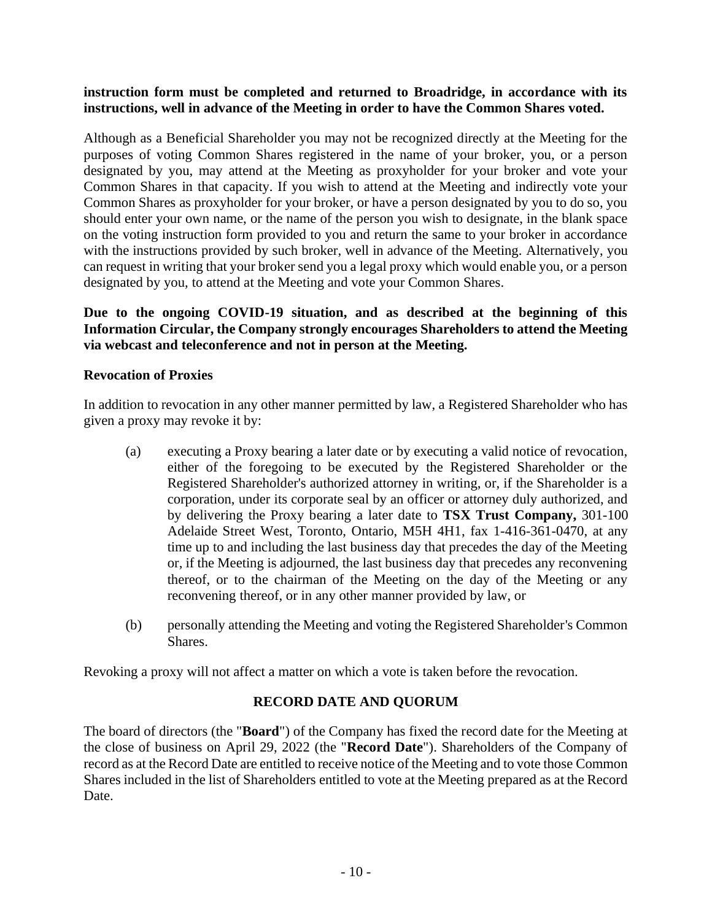**instruction form must be completed and returned to Broadridge, in accordance with its instructions, well in advance of the Meeting in order to have the Common Shares voted.**

Although as a Beneficial Shareholder you may not be recognized directly at the Meeting for the purposes of voting Common Shares registered in the name of your broker, you, or a person designated by you, may attend at the Meeting as proxyholder for your broker and vote your Common Shares in that capacity. If you wish to attend at the Meeting and indirectly vote your Common Shares as proxyholder for your broker, or have a person designated by you to do so, you should enter your own name, or the name of the person you wish to designate, in the blank space on the voting instruction form provided to you and return the same to your broker in accordance with the instructions provided by such broker, well in advance of the Meeting. Alternatively, you can request in writing that your broker send you a legal proxy which would enable you, or a person designated by you, to attend at the Meeting and vote your Common Shares.

**Due to the ongoing COVID-19 situation, and as described at the beginning of this Information Circular, the Company strongly encourages Shareholders to attend the Meeting via webcast and teleconference and not in person at the Meeting.**

### Revocation of Proxies

In addition to revocation in any other manner permitted by law, a Registered Shareholder who has given a proxy may revoke it by:

(a) executing a Proxy bearing a later date or by executing a valid notice of revocation, either of the foregoing to be executed by the Registered Shareholder or the Registered Shareholder's authorized attorney in writing, or, if the Shareholder is a corporation, under its corporate seal by an officer or attorney duly authorized, and by delivering the Proxy bearing a later date to **TSX Trust Company,** 301-100 Adelaide Street West, Toronto, Ontario, M5H 4H1, fax 1-416-361-0470, at any time up to and including the last business day that precedes the day of the Meeting or, if the Meeting is adjourned, the last business day that precedes any reconvening thereof, or to the chairman of the Meeting on the day of the Meeting or any reconvening thereof, or in any other manner provided by law, or

(b) personally attending the Meeting and voting the Registered Shareholder's Common Shares.

Revoking a proxy will not affect a matter on which a vote is taken before the revocation.

## RECORD DATE AND QUORUM

The board of directors (the "**Board**") of the Company has fixed the record date for the Meeting at the close of business on April 29, 2022 (the "**Record Date**"). Shareholders of the Company of record as at the Record Date are entitled to receive notice of the Meeting and to vote those Common Shares included in the list of Shareholders entitled to vote at the Meeting prepared as at the Record Date.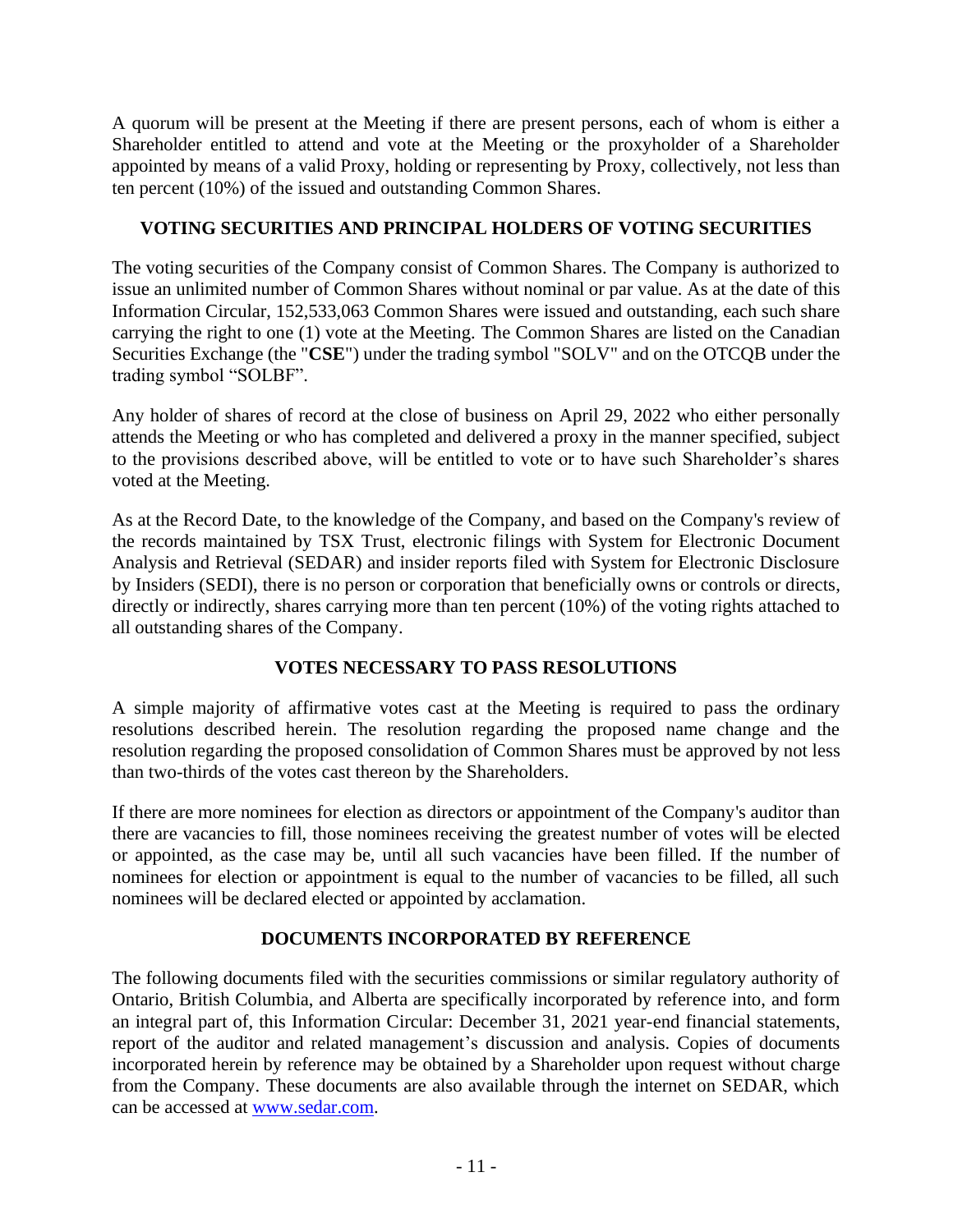A quorum will be present at the Meeting if there are present persons, each of whom is either a Shareholder entitled to attend and vote at the Meeting or the proxyholder of a Shareholder appointed by means of a valid Proxy, holding or representing by Proxy, collectively, not less than ten percent (10%) of the issued and outstanding Common Shares.

## VOTING SECURITIES AND PRINCIPAL HOLDERS OF VOTING SECURITIES

The voting securities of the Company consist of Common Shares. The Company is authorized to issue an unlimited number of Common Shares without nominal or par value. As at the date of this Information Circular, 152,533,063 Common Shares were issued and outstanding, each such share carrying the right to one (1) vote at the Meeting. The Common Shares are listed on the Canadian Securities Exchange (the "**CSE**") under the trading symbol "SOLV" and on the OTCQB under the trading symbol "SOLBF".

Any holder of shares of record at the close of business on April 29, 2022 who either personally attends the Meeting or who has completed and delivered a proxy in the manner specified, subject to the provisions described above, will be entitled to vote or to have such Shareholder's shares voted at the Meeting.

As at the Record Date, to the knowledge of the Company, and based on the Company's review of the records maintained by TSX Trust, electronic filings with System for Electronic Document Analysis and Retrieval (SEDAR) and insider reports filed with System for Electronic Disclosure by Insiders (SEDI), there is no person or corporation that beneficially owns or controls or directs, directly or indirectly, shares carrying more than ten percent (10%) of the voting rights attached to all outstanding shares of the Company.

## VOTES NECESSARY TO PASS RESOLUTIONS

A simple majority of affirmative votes cast at the Meeting is required to pass the ordinary resolutions described herein. The resolution regarding the proposed name change and the resolution regarding the proposed consolidation of Common Shares must be approved by not less than two-thirds of the votes cast thereon by the Shareholders.

If there are more nominees for election as directors or appointment of the Company's auditor than there are vacancies to fill, those nominees receiving the greatest number of votes will be elected or appointed, as the case may be, until all such vacancies have been filled. If the number of nominees for election or appointment is equal to the number of vacancies to be filled, all such nominees will be declared elected or appointed by acclamation.

## DOCUMENTS INCORPORATED BY REFERENCE

The following documents filed with the securities commissions or similar regulatory authority of Ontario, British Columbia, and Alberta are specifically incorporated by reference into, and form an integral part of, this Information Circular: December 31, 2021 year-end financial statements, report of the auditor and related management's discussion and analysis. Copies of documents incorporated herein by reference may be obtained by a Shareholder upon request without charge from the Company. These documents are also available through the internet on SEDAR, which can be accessed at [www.sedar.com](http://www.sedar.com).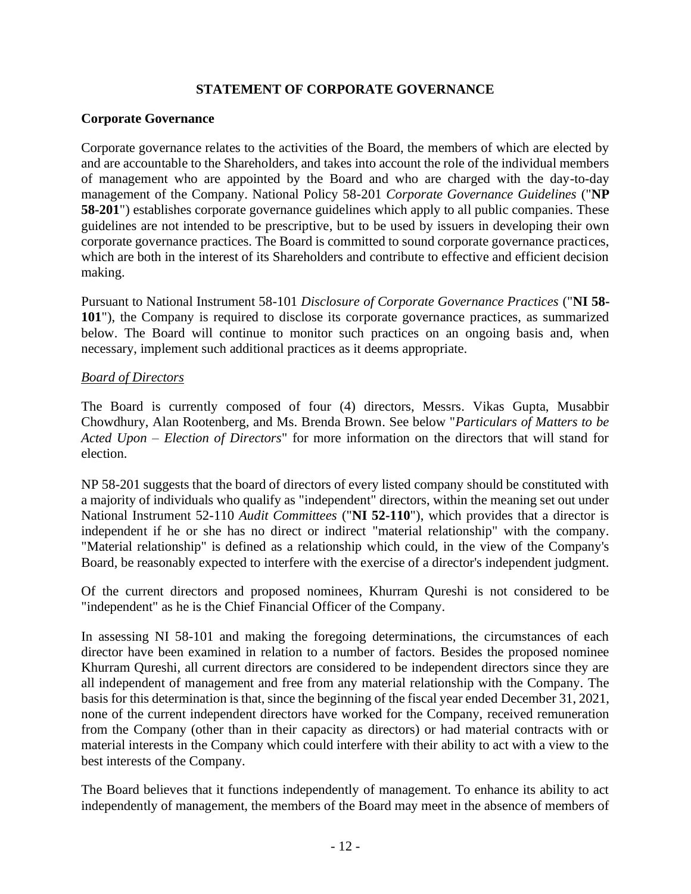## STATEMENT OF CORPORATE GOVERNANCE

### Corporate Governance

Corporate governance relates to the activities of the Board, the members of which are elected by and are accountable to the Shareholders, and takes into account the role of the individual members of management who are appointed by the Board and who are charged with the day-to-day management of the Company. National Policy 58-201 *Corporate Governance Guidelines* ("**NP 58-201**") establishes corporate governance guidelines which apply to all public companies. These guidelines are not intended to be prescriptive, but to be used by issuers in developing their own corporate governance practices. The Board is committed to sound corporate governance practices, which are both in the interest of its Shareholders and contribute to effective and efficient decision making.

Pursuant to National Instrument 58-101 *Disclosure of Corporate Governance Practices* ("**NI 58-101**"), the Company is required to disclose its corporate governance practices, as summarized below. The Board will continue to monitor such practices on an ongoing basis and, when necessary, implement such additional practices as it deems appropriate.

#### Board of Directors

The Board is currently composed of four (4) directors, Messrs. Vikas Gupta, Musabbir Chowdhury, Alan Rootenberg, and Ms. Brenda Brown. See below "*Particulars of Matters to be Acted Upon – Election of Directors*" for more information on the directors that will stand for election.

NP 58-201 suggests that the board of directors of every listed company should be constituted with a majority of individuals who qualify as "independent" directors, within the meaning set out under National Instrument 52-110 *Audit Committees* ("**NI 52-110**"), which provides that a director is independent if he or she has no direct or indirect "material relationship" with the company. "Material relationship" is defined as a relationship which could, in the view of the Company's Board, be reasonably expected to interfere with the exercise of a director's independent judgment.

Of the current directors and proposed nominees, Khurram Qureshi is not considered to be "independent" as he is the Chief Financial Officer of the Company.

In assessing NI 58-101 and making the foregoing determinations, the circumstances of each director have been examined in relation to a number of factors. Besides the proposed nominee Khurram Qureshi, all current directors are considered to be independent directors since they are all independent of management and free from any material relationship with the Company. The basis for this determination is that, since the beginning of the fiscal year ended December 31, 2021, none of the current independent directors have worked for the Company, received remuneration from the Company (other than in their capacity as directors) or had material contracts with or material interests in the Company which could interfere with their ability to act with a view to the best interests of the Company.

The Board believes that it functions independently of management. To enhance its ability to act independently of management, the members of the Board may meet in the absence of members of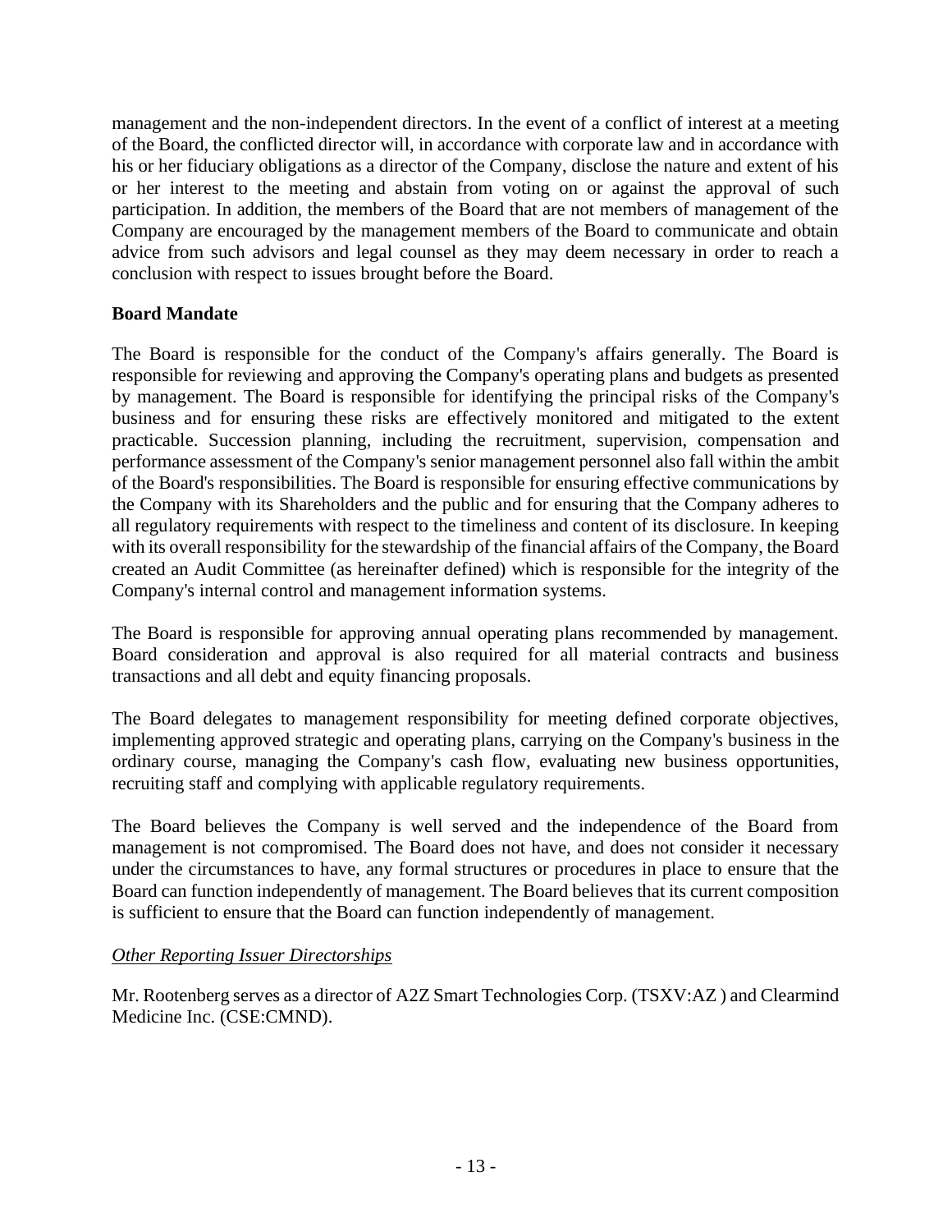management and the non-independent directors. In the event of a conflict of interest at a meeting of the Board, the conflicted director will, in accordance with corporate law and in accordance with his or her fiduciary obligations as a director of the Company, disclose the nature and extent of his or her interest to the meeting and abstain from voting on or against the approval of such participation. In addition, the members of the Board that are not members of management of the Company are encouraged by the management members of the Board to communicate and obtain advice from such advisors and legal counsel as they may deem necessary in order to reach a conclusion with respect to issues brought before the Board.

**Board Mandate**

The Board is responsible for the conduct of the Company's affairs generally. The Board is responsible for reviewing and approving the Company's operating plans and budgets as presented by management. The Board is responsible for identifying the principal risks of the Company's business and for ensuring these risks are effectively monitored and mitigated to the extent practicable. Succession planning, including the recruitment, supervision, compensation and performance assessment of the Company's senior management personnel also fall within the ambit of the Board's responsibilities. The Board is responsible for ensuring effective communications by the Company with its Shareholders and the public and for ensuring that the Company adheres to all regulatory requirements with respect to the timeliness and content of its disclosure. In keeping with its overall responsibility for the stewardship of the financial affairs of the Company, the Board created an Audit Committee (as hereinafter defined) which is responsible for the integrity of the Company's internal control and management information systems.

The Board is responsible for approving annual operating plans recommended by management. Board consideration and approval is also required for all material contracts and business transactions and all debt and equity financing proposals.

The Board delegates to management responsibility for meeting defined corporate objectives, implementing approved strategic and operating plans, carrying on the Company's business in the ordinary course, managing the Company's cash flow, evaluating new business opportunities, recruiting staff and complying with applicable regulatory requirements.

The Board believes the Company is well served and the independence of the Board from management is not compromised. The Board does not have, and does not consider it necessary under the circumstances to have, any formal structures or procedures in place to ensure that the Board can function independently of management. The Board believes that its current composition is sufficient to ensure that the Board can function independently of management.

*Other Reporting Issuer Directorships*

Mr. Rootenberg serves as a director of A2Z Smart Technologies Corp. (TSXV:AZ ) and Clearmind Medicine Inc. (CSE:CMND).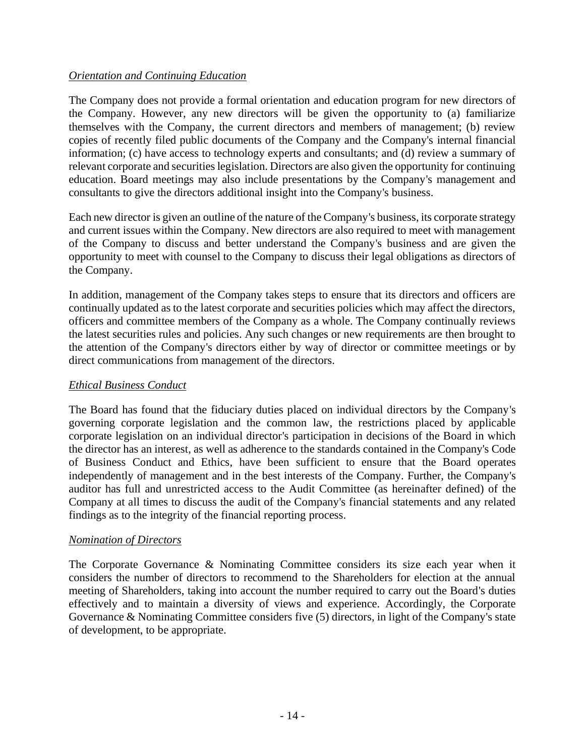*Orientation and Continuing Education*

The Company does not provide a formal orientation and education program for new directors of the Company. However, any new directors will be given the opportunity to (a) familiarize themselves with the Company, the current directors and members of management; (b) review copies of recently filed public documents of the Company and the Company's internal financial information; (c) have access to technology experts and consultants; and (d) review a summary of relevant corporate and securities legislation. Directors are also given the opportunity for continuing education. Board meetings may also include presentations by the Company's management and consultants to give the directors additional insight into the Company's business.

Each new director is given an outline of the nature of the Company's business, its corporate strategy and current issues within the Company. New directors are also required to meet with management of the Company to discuss and better understand the Company's business and are given the opportunity to meet with counsel to the Company to discuss their legal obligations as directors of the Company.

In addition, management of the Company takes steps to ensure that its directors and officers are continually updated as to the latest corporate and securities policies which may affect the directors, officers and committee members of the Company as a whole. The Company continually reviews the latest securities rules and policies. Any such changes or new requirements are then brought to the attention of the Company's directors either by way of director or committee meetings or by direct communications from management of the directors.

*Ethical Business Conduct*

The Board has found that the fiduciary duties placed on individual directors by the Company's governing corporate legislation and the common law, the restrictions placed by applicable corporate legislation on an individual director's participation in decisions of the Board in which the director has an interest, as well as adherence to the standards contained in the Company's Code of Business Conduct and Ethics, have been sufficient to ensure that the Board operates independently of management and in the best interests of the Company. Further, the Company's auditor has full and unrestricted access to the Audit Committee (as hereinafter defined) of the Company at all times to discuss the audit of the Company's financial statements and any related findings as to the integrity of the financial reporting process.

*Nomination of Directors*

The Corporate Governance & Nominating Committee considers its size each year when it considers the number of directors to recommend to the Shareholders for election at the annual meeting of Shareholders, taking into account the number required to carry out the Board's duties effectively and to maintain a diversity of views and experience. Accordingly, the Corporate Governance & Nominating Committee considers five (5) directors, in light of the Company's state of development, to be appropriate.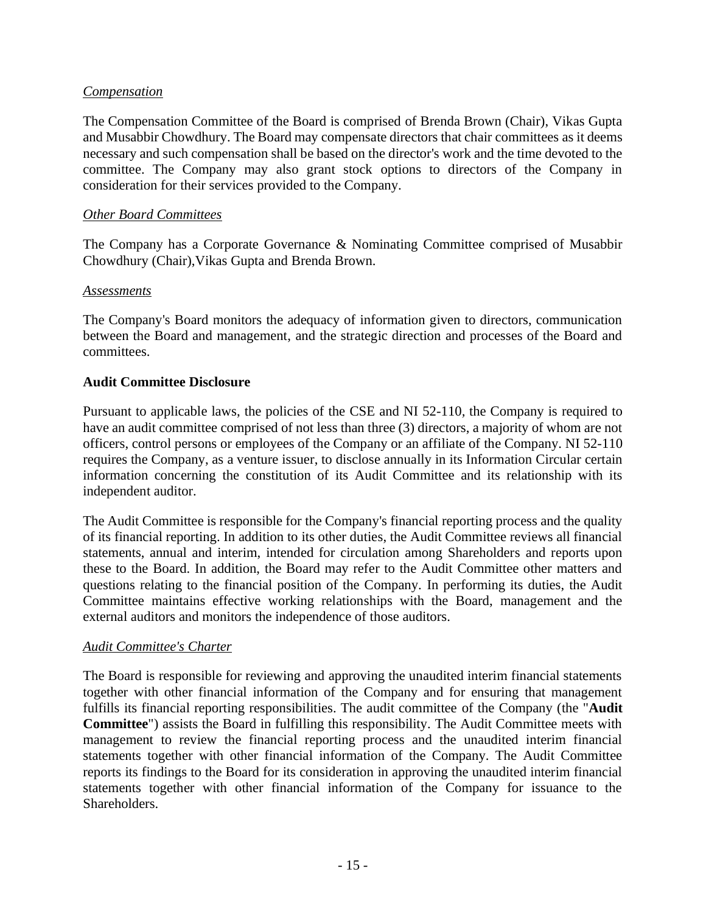*Compensation*

The Compensation Committee of the Board is comprised of Brenda Brown (Chair), Vikas Gupta and Musabbir Chowdhury. The Board may compensate directors that chair committees as it deems necessary and such compensation shall be based on the director's work and the time devoted to the committee. The Company may also grant stock options to directors of the Company in consideration for their services provided to the Company.

*Other Board Committees*

The Company has a Corporate Governance & Nominating Committee comprised of Musabbir Chowdhury (Chair),Vikas Gupta and Brenda Brown.

*Assessments*

The Company's Board monitors the adequacy of information given to directors, communication between the Board and management, and the strategic direction and processes of the Board and committees.

**Audit Committee Disclosure**

Pursuant to applicable laws, the policies of the CSE and NI 52-110, the Company is required to have an audit committee comprised of not less than three (3) directors, a majority of whom are not officers, control persons or employees of the Company or an affiliate of the Company. NI 52-110 requires the Company, as a venture issuer, to disclose annually in its Information Circular certain information concerning the constitution of its Audit Committee and its relationship with its independent auditor.

The Audit Committee is responsible for the Company's financial reporting process and the quality of its financial reporting. In addition to its other duties, the Audit Committee reviews all financial statements, annual and interim, intended for circulation among Shareholders and reports upon these to the Board. In addition, the Board may refer to the Audit Committee other matters and questions relating to the financial position of the Company. In performing its duties, the Audit Committee maintains effective working relationships with the Board, management and the external auditors and monitors the independence of those auditors.

*Audit Committee's Charter*

The Board is responsible for reviewing and approving the unaudited interim financial statements together with other financial information of the Company and for ensuring that management fulfills its financial reporting responsibilities. The audit committee of the Company (the "**Audit Committee**") assists the Board in fulfilling this responsibility. The Audit Committee meets with management to review the financial reporting process and the unaudited interim financial statements together with other financial information of the Company. The Audit Committee reports its findings to the Board for its consideration in approving the unaudited interim financial statements together with other financial information of the Company for issuance to the Shareholders.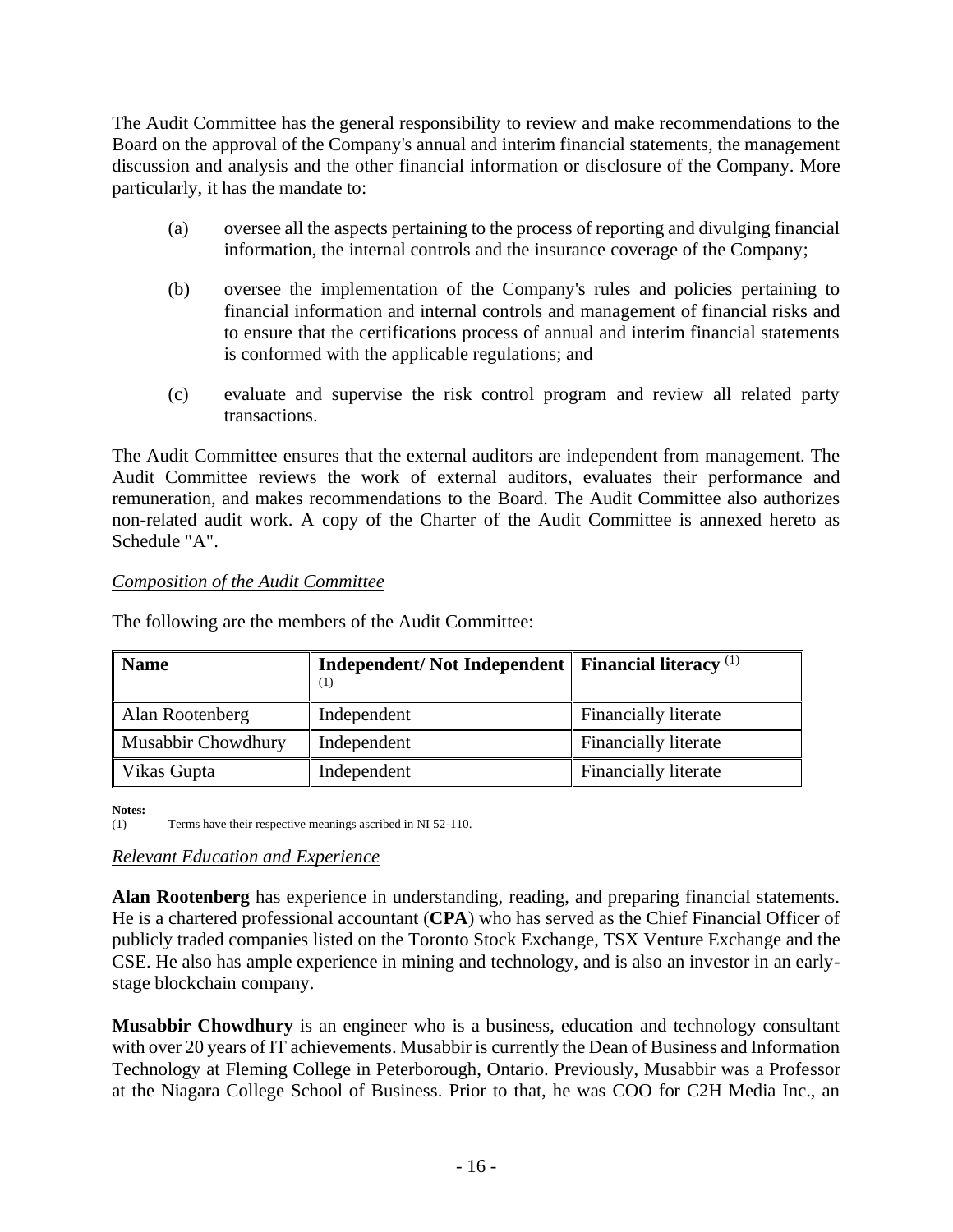The Audit Committee has the general responsibility to review and make recommendations to the Board on the approval of the Company's annual and interim financial statements, the management discussion and analysis and the other financial information or disclosure of the Company. More particularly, it has the mandate to:

(a) oversee all the aspects pertaining to the process of reporting and divulging financial information, the internal controls and the insurance coverage of the Company;

(b) oversee the implementation of the Company's rules and policies pertaining to financial information and internal controls and management of financial risks and to ensure that the certifications process of annual and interim financial statements is conformed with the applicable regulations; and

(c) evaluate and supervise the risk control program and review all related party transactions.

The Audit Committee ensures that the external auditors are independent from management. The Audit Committee reviews the work of external auditors, evaluates their performance and remuneration, and makes recommendations to the Board. The Audit Committee also authorizes non-related audit work. A copy of the Charter of the Audit Committee is annexed hereto as Schedule "A".

*Composition of the Audit Committee*

The following are the members of the Audit Committee:

| **Name** | **Independent/ Not Independent** (1) | **Financial literacy** (1) |
|---|---|---|
| Alan Rootenberg | Independent | Financially literate |
| Musabbir Chowdhury | Independent | Financially literate |
| Vikas Gupta | Independent | Financially literate |

**Notes:**
(1) Terms have their respective meanings ascribed in NI 52-110.

*Relevant Education and Experience*

**Alan Rootenberg** has experience in understanding, reading, and preparing financial statements. He is a chartered professional accountant (**CPA**) who has served as the Chief Financial Officer of publicly traded companies listed on the Toronto Stock Exchange, TSX Venture Exchange and the CSE. He also has ample experience in mining and technology, and is also an investor in an early-stage blockchain company.

**Musabbir Chowdhury** is an engineer who is a business, education and technology consultant with over 20 years of IT achievements. Musabbir is currently the Dean of Business and Information Technology at Fleming College in Peterborough, Ontario. Previously, Musabbir was a Professor at the Niagara College School of Business. Prior to that, he was COO for C2H Media Inc., an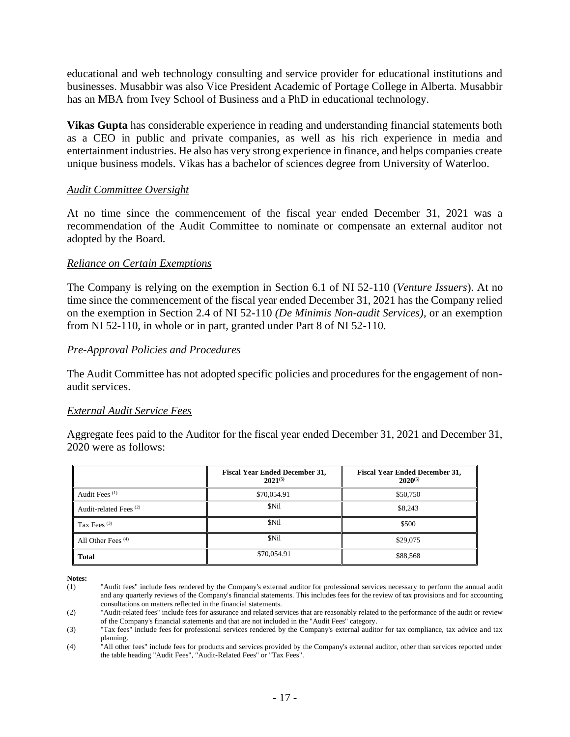educational and web technology consulting and service provider for educational institutions and businesses. Musabbir was also Vice President Academic of Portage College in Alberta. Musabbir has an MBA from Ivey School of Business and a PhD in educational technology.

**Vikas Gupta** has considerable experience in reading and understanding financial statements both as a CEO in public and private companies, as well as his rich experience in media and entertainment industries. He also has very strong experience in finance, and helps companies create unique business models. Vikas has a bachelor of sciences degree from University of Waterloo.

*Audit Committee Oversight*

At no time since the commencement of the fiscal year ended December 31, 2021 was a recommendation of the Audit Committee to nominate or compensate an external auditor not adopted by the Board.

*Reliance on Certain Exemptions*

The Company is relying on the exemption in Section 6.1 of NI 52-110 (*Venture Issuers*). At no time since the commencement of the fiscal year ended December 31, 2021 has the Company relied on the exemption in Section 2.4 of NI 52-110 *(De Minimis Non-audit Services)*, or an exemption from NI 52-110, in whole or in part, granted under Part 8 of NI 52-110.

*Pre-Approval Policies and Procedures*

The Audit Committee has not adopted specific policies and procedures for the engagement of non-audit services.

*External Audit Service Fees*

Aggregate fees paid to the Auditor for the fiscal year ended December 31, 2021 and December 31, 2020 were as follows:

| | Fiscal Year Ended December 31, 2021[5] | Fiscal Year Ended December 31, 2020[5] |
|---|---|---|
| Audit Fees [1] | $70,054.91 | $50,750 |
| Audit-related Fees [2] | $Nil | $8,243 |
| Tax Fees [3] | $Nil | $500 |
| All Other Fees [4] | $Nil | $29,075 |
| **Total** | $70,054.91 | $88,568 |

**Notes:**

(1) "Audit fees" include fees rendered by the Company's external auditor for professional services necessary to perform the annual audit and any quarterly reviews of the Company's financial statements. This includes fees for the review of tax provisions and for accounting consultations on matters reflected in the financial statements.

(2) "Audit-related fees" include fees for assurance and related services that are reasonably related to the performance of the audit or review of the Company's financial statements and that are not included in the "Audit Fees" category.

(3) "Tax fees" include fees for professional services rendered by the Company's external auditor for tax compliance, tax advice and tax planning.

(4) "All other fees" include fees for products and services provided by the Company's external auditor, other than services reported under the table heading "Audit Fees", "Audit-Related Fees" or "Tax Fees".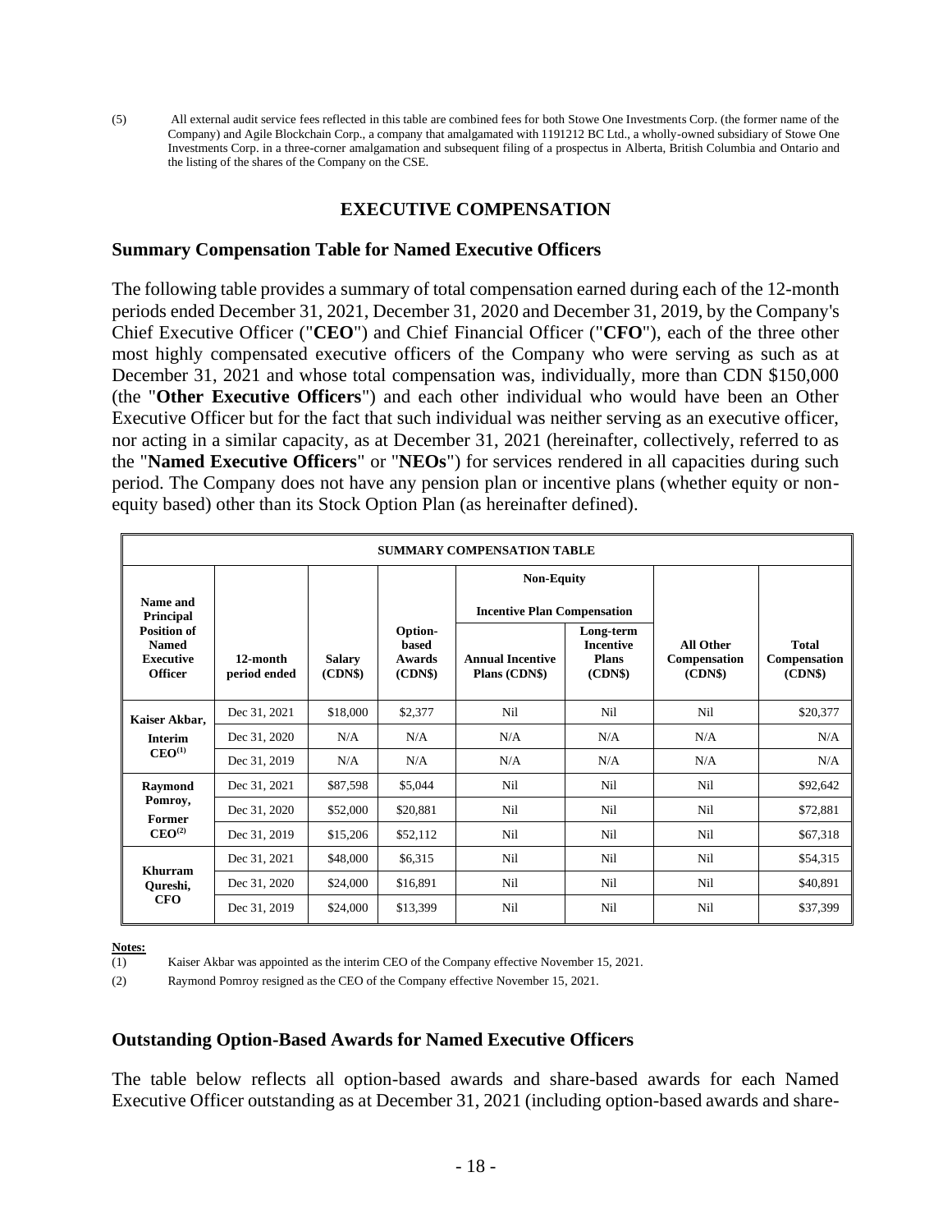(5) All external audit service fees reflected in this table are combined fees for both Stowe One Investments Corp. (the former name of the Company) and Agile Blockchain Corp., a company that amalgamated with 1191212 BC Ltd., a wholly-owned subsidiary of Stowe One Investments Corp. in a three-corner amalgamation and subsequent filing of a prospectus in Alberta, British Columbia and Ontario and the listing of the shares of the Company on the CSE.

## EXECUTIVE COMPENSATION

### Summary Compensation Table for Named Executive Officers

The following table provides a summary of total compensation earned during each of the 12-month periods ended December 31, 2021, December 31, 2020 and December 31, 2019, by the Company's Chief Executive Officer ("**CEO**") and Chief Financial Officer ("**CFO**"), each of the three other most highly compensated executive officers of the Company who were serving as such as at December 31, 2021 and whose total compensation was, individually, more than CDN $150,000 (the "**Other Executive Officers**") and each other individual who would have been an Other Executive Officer but for the fact that such individual was neither serving as an executive officer, nor acting in a similar capacity, as at December 31, 2021 (hereinafter, collectively, referred to as the "**Named Executive Officers**" or "**NEOs**") for services rendered in all capacities during such period. The Company does not have any pension plan or incentive plans (whether equity or non-equity based) other than its Stock Option Plan (as hereinafter defined).

| SUMMARY COMPENSATION TABLE | | | | | | | |
|---|---|---|---|---|---|---|---|
| | | | | Non-Equity Incentive Plan Compensation | | | |
| Name and Principal Position of Named Executive Officer | 12-month period ended | Salary (CDN$) | Option-based Awards (CDN$) | Annual Incentive Plans (CDN$) | Long-term Incentive Plans (CDN$) | All Other Compensation (CDN$) | Total Compensation (CDN$) |
| Kaiser Akbar, Interim CEO[(1)] | Dec 31, 2021 | $18,000 | $2,377 | Nil | Nil | Nil | $20,377 |
| | Dec 31, 2020 | N/A | N/A | N/A | N/A | N/A | N/A |
| | Dec 31, 2019 | N/A | N/A | N/A | N/A | N/A | N/A |
| Raymond Pomroy, Former CEO[(2)] | Dec 31, 2021 | $87,598 | $5,044 | Nil | Nil | Nil | $92,642 |
| | Dec 31, 2020 | $52,000 | $20,881 | Nil | Nil | Nil | $72,881 |
| | Dec 31, 2019 | $15,206 | $52,112 | Nil | Nil | Nil | $67,318 |
| Khurram Qureshi, CFO | Dec 31, 2021 | $48,000 | $6,315 | Nil | Nil | Nil | $54,315 |
| | Dec 31, 2020 | $24,000 | $16,891 | Nil | Nil | Nil | $40,891 |
| | Dec 31, 2019 | $24,000 | $13,399 | Nil | Nil | Nil | $37,399 |

**Notes:**

(1) Kaiser Akbar was appointed as the interim CEO of the Company effective November 15, 2021.

(2) Raymond Pomroy resigned as the CEO of the Company effective November 15, 2021.

### Outstanding Option-Based Awards for Named Executive Officers

The table below reflects all option-based awards and share-based awards for each Named Executive Officer outstanding as at December 31, 2021 (including option-based awards and share-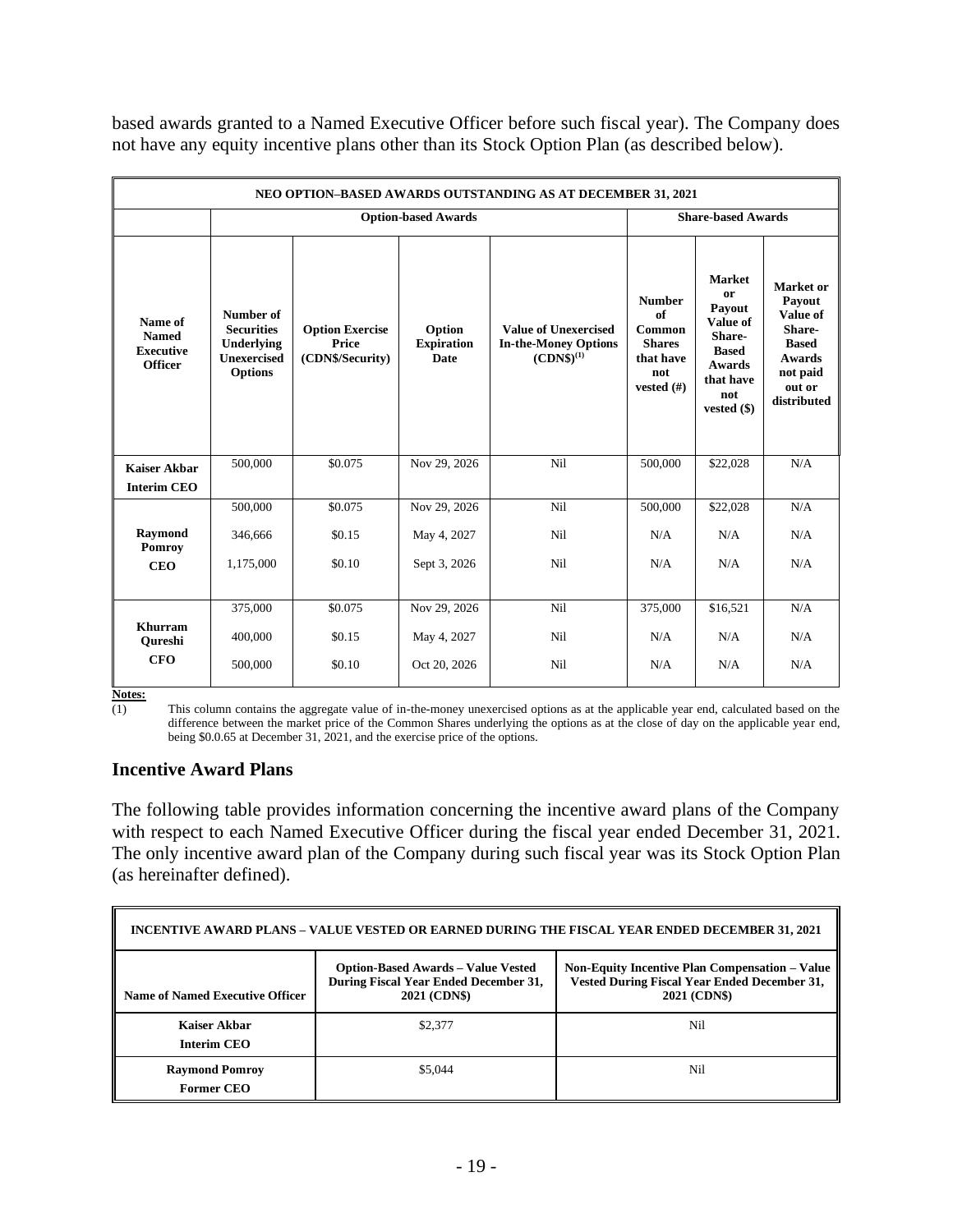based awards granted to a Named Executive Officer before such fiscal year). The Company does not have any equity incentive plans other than its Stock Option Plan (as described below).

| NEO OPTION–BASED AWARDS OUTSTANDING AS AT DECEMBER 31, 2021 | | | | | | | |
|---|---|---|---|---|---|---|---|
| | Option-based Awards | | | | Share-based Awards | | |
| Name of Named Executive Officer | Number of Securities Underlying Unexercised Options | Option Exercise Price (CDN$/Security) | Option Expiration Date | Value of Unexercised In-the-Money Options (CDN$)(1) | Number of Common Shares that have not vested (#) | Market or Payout Value of Share-Based Awards that have not vested ($) | Market or Payout Value of Share-Based Awards not paid out or distributed |
| **Kaiser Akbar** **Interim CEO** | 500,000 | $0.075 | Nov 29, 2026 | Nil | 500,000 | $22,028 | N/A |
| **Raymond Pomroy** **CEO** | 500,000 | $0.075 | Nov 29, 2026 | Nil | 500,000 | $22,028 | N/A |
| | 346,666 | $0.15 | May 4, 2027 | Nil | N/A | N/A | N/A |
| | 1,175,000 | $0.10 | Sept 3, 2026 | Nil | N/A | N/A | N/A |
| **Khurram Qureshi** **CFO** | 375,000 | $0.075 | Nov 29, 2026 | Nil | 375,000 | $16,521 | N/A |
| | 400,000 | $0.15 | May 4, 2027 | Nil | N/A | N/A | N/A |
| | 500,000 | $0.10 | Oct 20, 2026 | Nil | N/A | N/A | N/A |

**Notes:**

(1) This column contains the aggregate value of in-the-money unexercised options as at the applicable year end, calculated based on the difference between the market price of the Common Shares underlying the options as at the close of day on the applicable year end, being $0.0.65 at December 31, 2021, and the exercise price of the options.

## Incentive Award Plans

The following table provides information concerning the incentive award plans of the Company with respect to each Named Executive Officer during the fiscal year ended December 31, 2021. The only incentive award plan of the Company during such fiscal year was its Stock Option Plan (as hereinafter defined).

| INCENTIVE AWARD PLANS – VALUE VESTED OR EARNED DURING THE FISCAL YEAR ENDED DECEMBER 31, 2021 | | |
|---|---|---|
| Name of Named Executive Officer | Option-Based Awards – Value Vested During Fiscal Year Ended December 31, 2021 (CDN$) | Non-Equity Incentive Plan Compensation – Value Vested During Fiscal Year Ended December 31, 2021 (CDN$) |
| **Kaiser Akbar** **Interim CEO** | $2,377 | Nil |
| **Raymond Pomroy** **Former CEO** | $5,044 | Nil |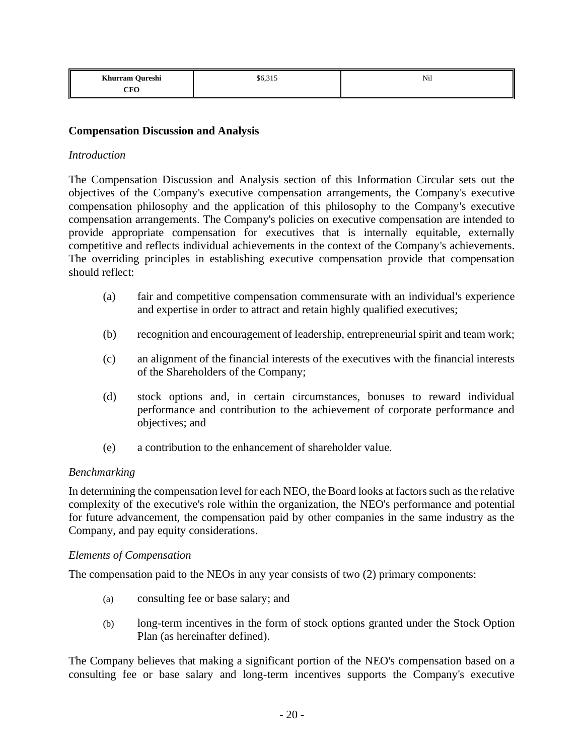| **Khurram Qureshi CFO** | $6,315 | Nil |
|---|---|---|

**Compensation Discussion and Analysis**

*Introduction*

The Compensation Discussion and Analysis section of this Information Circular sets out the objectives of the Company's executive compensation arrangements, the Company's executive compensation philosophy and the application of this philosophy to the Company's executive compensation arrangements. The Company's policies on executive compensation are intended to provide appropriate compensation for executives that is internally equitable, externally competitive and reflects individual achievements in the context of the Company's achievements. The overriding principles in establishing executive compensation provide that compensation should reflect:

(a) fair and competitive compensation commensurate with an individual's experience and expertise in order to attract and retain highly qualified executives;

(b) recognition and encouragement of leadership, entrepreneurial spirit and team work;

(c) an alignment of the financial interests of the executives with the financial interests of the Shareholders of the Company;

(d) stock options and, in certain circumstances, bonuses to reward individual performance and contribution to the achievement of corporate performance and objectives; and

(e) a contribution to the enhancement of shareholder value.

*Benchmarking*

In determining the compensation level for each NEO, the Board looks at factors such as the relative complexity of the executive's role within the organization, the NEO's performance and potential for future advancement, the compensation paid by other companies in the same industry as the Company, and pay equity considerations.

*Elements of Compensation*

The compensation paid to the NEOs in any year consists of two (2) primary components:

(a) consulting fee or base salary; and

(b) long-term incentives in the form of stock options granted under the Stock Option Plan (as hereinafter defined).

The Company believes that making a significant portion of the NEO's compensation based on a consulting fee or base salary and long-term incentives supports the Company's executive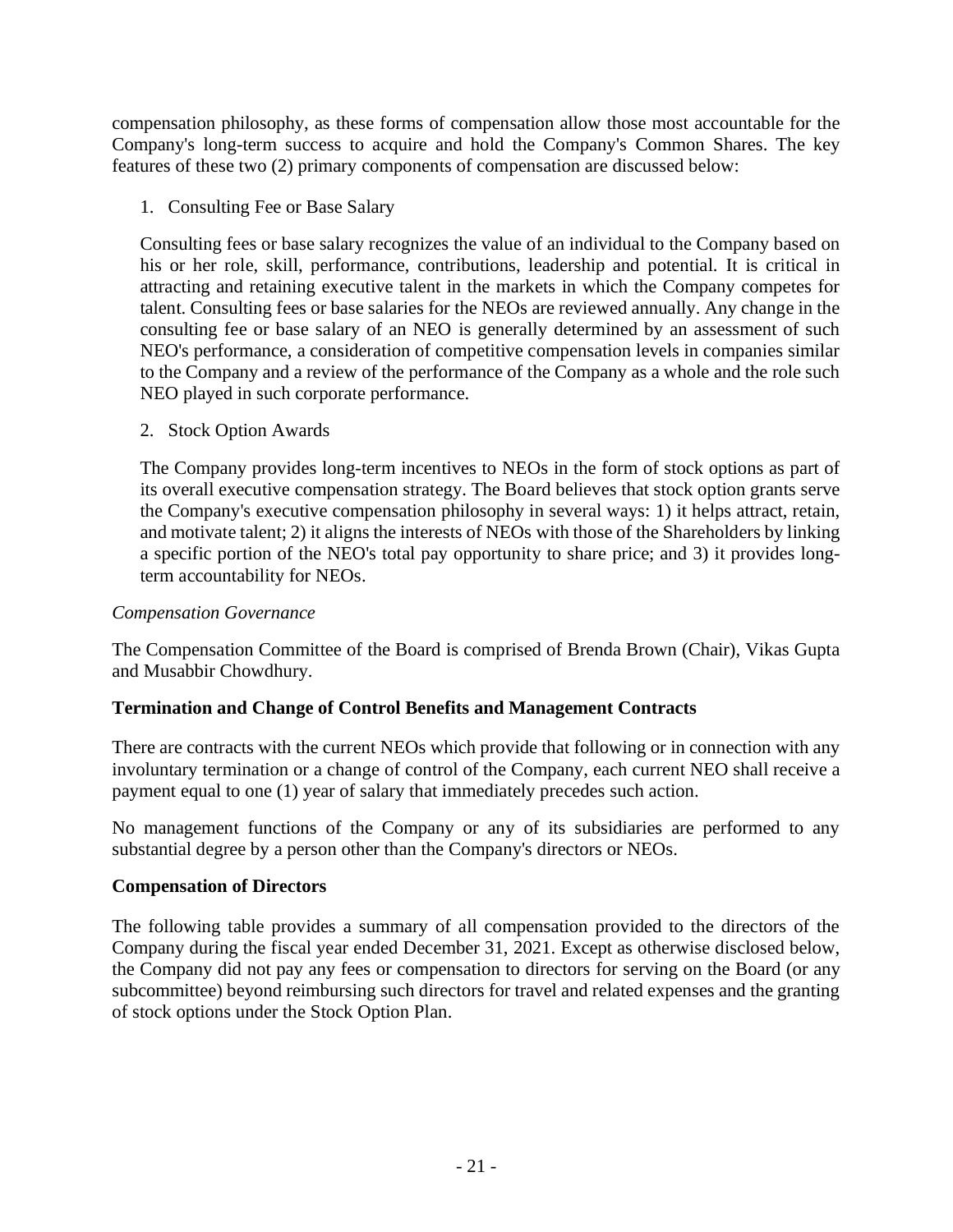compensation philosophy, as these forms of compensation allow those most accountable for the Company's long-term success to acquire and hold the Company's Common Shares. The key features of these two (2) primary components of compensation are discussed below:

1. Consulting Fee or Base Salary

   Consulting fees or base salary recognizes the value of an individual to the Company based on his or her role, skill, performance, contributions, leadership and potential. It is critical in attracting and retaining executive talent in the markets in which the Company competes for talent. Consulting fees or base salaries for the NEOs are reviewed annually. Any change in the consulting fee or base salary of an NEO is generally determined by an assessment of such NEO's performance, a consideration of competitive compensation levels in companies similar to the Company and a review of the performance of the Company as a whole and the role such NEO played in such corporate performance.

2. Stock Option Awards

   The Company provides long-term incentives to NEOs in the form of stock options as part of its overall executive compensation strategy. The Board believes that stock option grants serve the Company's executive compensation philosophy in several ways: 1) it helps attract, retain, and motivate talent; 2) it aligns the interests of NEOs with those of the Shareholders by linking a specific portion of the NEO's total pay opportunity to share price; and 3) it provides long-term accountability for NEOs.

*Compensation Governance*

The Compensation Committee of the Board is comprised of Brenda Brown (Chair), Vikas Gupta and Musabbir Chowdhury.

### Termination and Change of Control Benefits and Management Contracts

There are contracts with the current NEOs which provide that following or in connection with any involuntary termination or a change of control of the Company, each current NEO shall receive a payment equal to one (1) year of salary that immediately precedes such action.

No management functions of the Company or any of its subsidiaries are performed to any substantial degree by a person other than the Company's directors or NEOs.

### Compensation of Directors

The following table provides a summary of all compensation provided to the directors of the Company during the fiscal year ended December 31, 2021. Except as otherwise disclosed below, the Company did not pay any fees or compensation to directors for serving on the Board (or any subcommittee) beyond reimbursing such directors for travel and related expenses and the granting of stock options under the Stock Option Plan.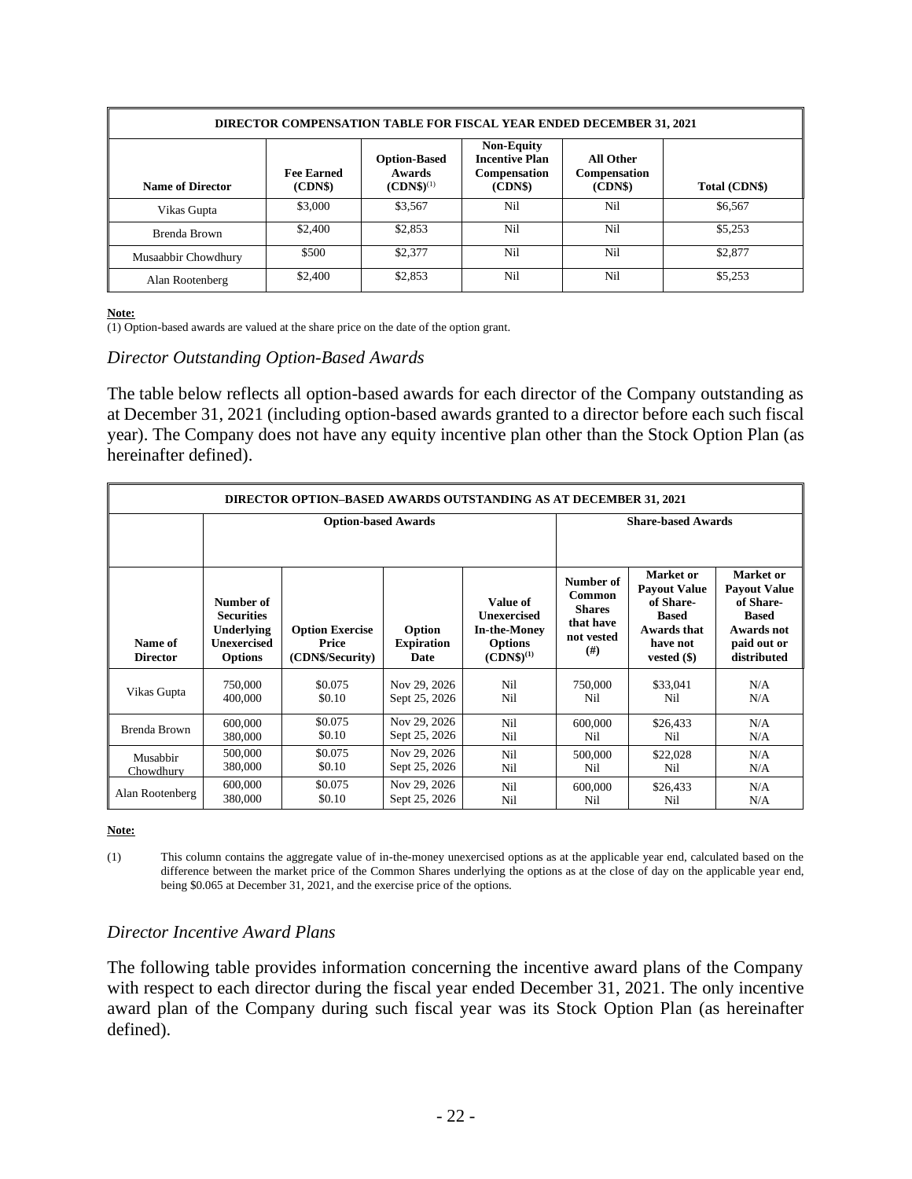| DIRECTOR COMPENSATION TABLE FOR FISCAL YEAR ENDED DECEMBER 31, 2021 | | | | | |
|---|---|---|---|---|---|
| **Name of Director** | **Fee Earned (CDN$)** | **Option-Based Awards (CDN$)[(1)]** | **Non-Equity Incentive Plan Compensation (CDN$)** | **All Other Compensation (CDN$)** | **Total (CDN$)** |
| Vikas Gupta | $3,000 | $3,567 | Nil | Nil | $6,567 |
| Brenda Brown | $2,400 | $2,853 | Nil | Nil | $5,253 |
| Musaabbir Chowdhury | $500 | $2,377 | Nil | Nil | $2,877 |
| Alan Rootenberg | $2,400 | $2,853 | Nil | Nil | $5,253 |

**Note:**

(1) Option-based awards are valued at the share price on the date of the option grant.

### *Director Outstanding Option-Based Awards*

The table below reflects all option-based awards for each director of the Company outstanding as at December 31, 2021 (including option-based awards granted to a director before each such fiscal year). The Company does not have any equity incentive plan other than the Stock Option Plan (as hereinafter defined).

| DIRECTOR OPTION–BASED AWARDS OUTSTANDING AS AT DECEMBER 31, 2021 | | | | | | | |
|---|---|---|---|---|---|---|---|
| | **Option-based Awards** | | | | **Share-based Awards** | | |
| **Name of Director** | **Number of Securities Underlying Unexercised Options** | **Option Exercise Price (CDN$/Security)** | **Option Expiration Date** | **Value of Unexercised In-the-Money Options (CDN$)[(1)]** | **Number of Common Shares that have not vested (#)** | **Market or Payout Value of Share-Based Awards that have not vested ($)** | **Market or Payout Value of Share-Based Awards not paid out or distributed** |
| Vikas Gupta | 750,000<br>400,000 | $0.075<br>$0.10 | Nov 29, 2026<br>Sept 25, 2026 | Nil<br>Nil | 750,000<br>Nil | $33,041<br>Nil | N/A<br>N/A |
| Brenda Brown | 600,000<br>380,000 | $0.075<br>$0.10 | Nov 29, 2026<br>Sept 25, 2026 | Nil<br>Nil | 600,000<br>Nil | $26,433<br>Nil | N/A<br>N/A |
| Musabbir Chowdhury | 500,000<br>380,000 | $0.075<br>$0.10 | Nov 29, 2026<br>Sept 25, 2026 | Nil<br>Nil | 500,000<br>Nil | $22,028<br>Nil | N/A<br>N/A |
| Alan Rootenberg | 600,000<br>380,000 | $0.075<br>$0.10 | Nov 29, 2026<br>Sept 25, 2026 | Nil<br>Nil | 600,000<br>Nil | $26,433<br>Nil | N/A<br>N/A |

**Note:**

(1) This column contains the aggregate value of in-the-money unexercised options as at the applicable year end, calculated based on the difference between the market price of the Common Shares underlying the options as at the close of day on the applicable year end, being $0.065 at December 31, 2021, and the exercise price of the options.

### *Director Incentive Award Plans*

The following table provides information concerning the incentive award plans of the Company with respect to each director during the fiscal year ended December 31, 2021. The only incentive award plan of the Company during such fiscal year was its Stock Option Plan (as hereinafter defined).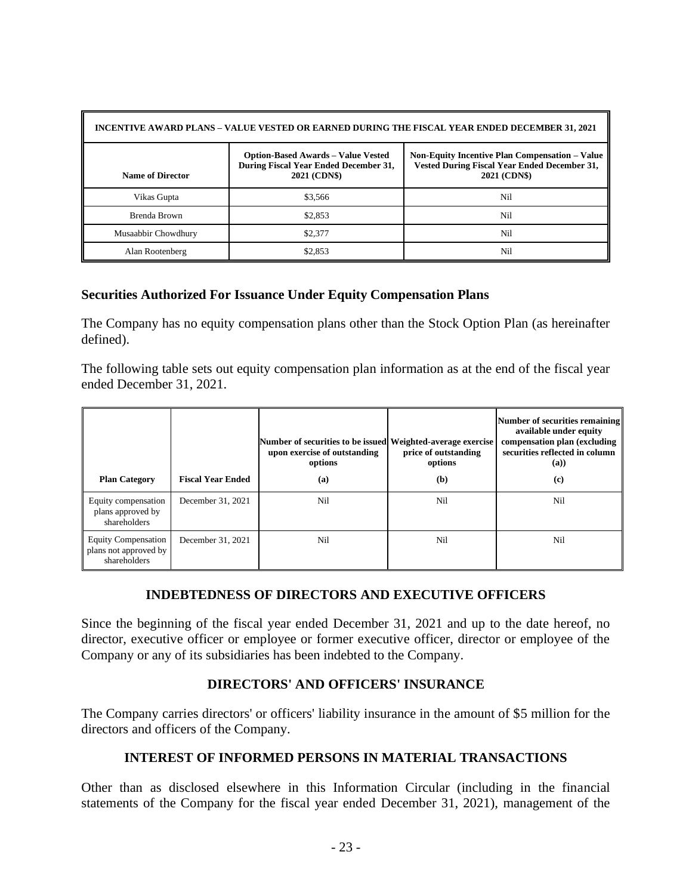| INCENTIVE AWARD PLANS – VALUE VESTED OR EARNED DURING THE FISCAL YEAR ENDED DECEMBER 31, 2021 | | |
|---|---|---|
| **Name of Director** | **Option-Based Awards – Value Vested During Fiscal Year Ended December 31, 2021 (CDN$)** | **Non-Equity Incentive Plan Compensation – Value Vested During Fiscal Year Ended December 31, 2021 (CDN$)** |
| Vikas Gupta | $3,566 | Nil |
| Brenda Brown | $2,853 | Nil |
| Musaabbir Chowdhury | $2,377 | Nil |
| Alan Rootenberg | $2,853 | Nil |

## Securities Authorized For Issuance Under Equity Compensation Plans

The Company has no equity compensation plans other than the Stock Option Plan (as hereinafter defined).

The following table sets out equity compensation plan information as at the end of the fiscal year ended December 31, 2021.

| Plan Category | Fiscal Year Ended | Number of securities to be issued upon exercise of outstanding options (a) | Weighted-average exercise price of outstanding options (b) | Number of securities remaining available under equity compensation plan (excluding securities reflected in column (a)) (c) |
|---|---|---|---|---|
| Equity compensation plans approved by shareholders | December 31, 2021 | Nil | Nil | Nil |
| Equity Compensation plans not approved by shareholders | December 31, 2021 | Nil | Nil | Nil |

## INDEBTEDNESS OF DIRECTORS AND EXECUTIVE OFFICERS

Since the beginning of the fiscal year ended December 31, 2021 and up to the date hereof, no director, executive officer or employee or former executive officer, director or employee of the Company or any of its subsidiaries has been indebted to the Company.

## DIRECTORS' AND OFFICERS' INSURANCE

The Company carries directors' or officers' liability insurance in the amount of $5 million for the directors and officers of the Company.

## INTEREST OF INFORMED PERSONS IN MATERIAL TRANSACTIONS

Other than as disclosed elsewhere in this Information Circular (including in the financial statements of the Company for the fiscal year ended December 31, 2021), management of the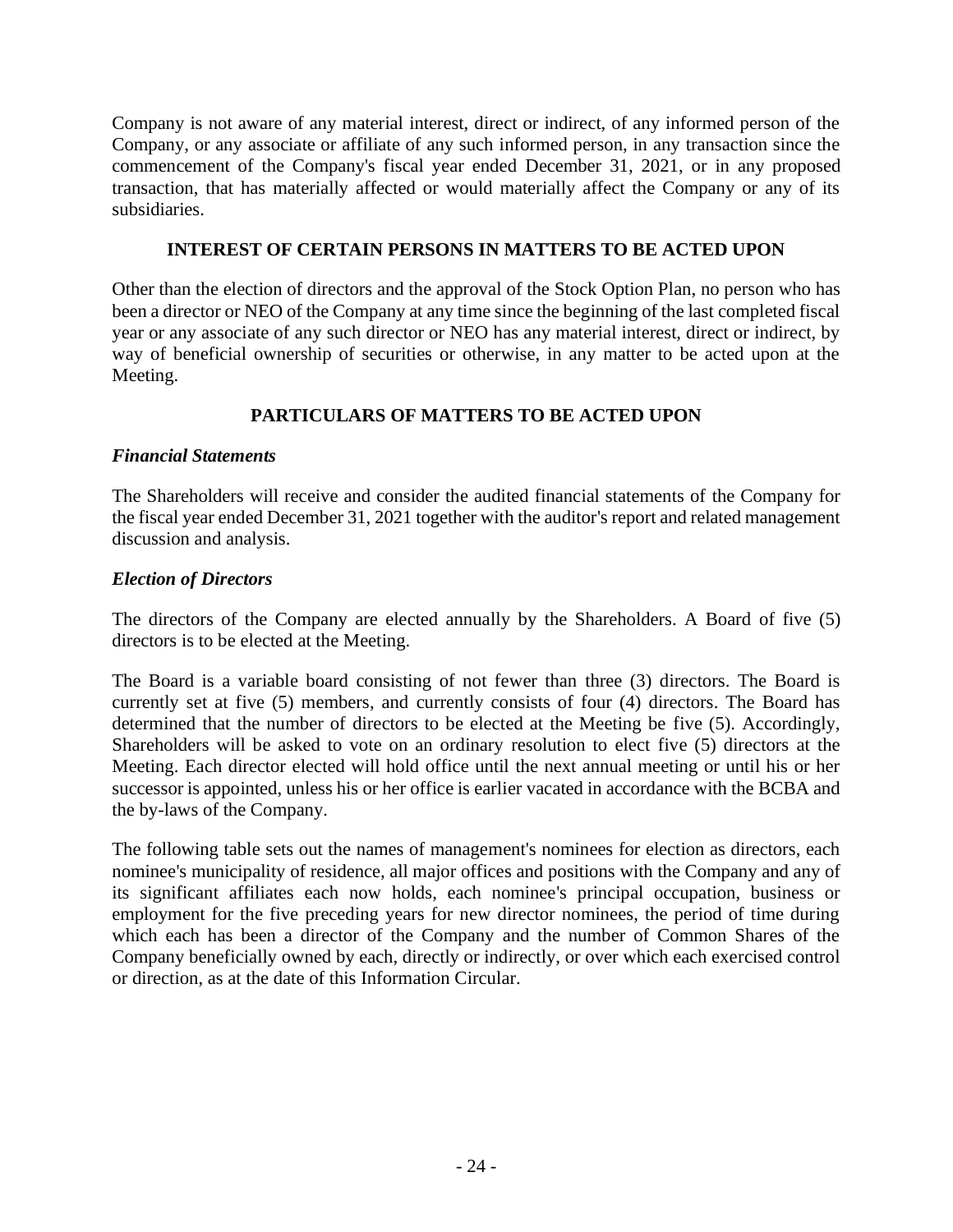Company is not aware of any material interest, direct or indirect, of any informed person of the Company, or any associate or affiliate of any such informed person, in any transaction since the commencement of the Company's fiscal year ended December 31, 2021, or in any proposed transaction, that has materially affected or would materially affect the Company or any of its subsidiaries.

## INTEREST OF CERTAIN PERSONS IN MATTERS TO BE ACTED UPON

Other than the election of directors and the approval of the Stock Option Plan, no person who has been a director or NEO of the Company at any time since the beginning of the last completed fiscal year or any associate of any such director or NEO has any material interest, direct or indirect, by way of beneficial ownership of securities or otherwise, in any matter to be acted upon at the Meeting.

## PARTICULARS OF MATTERS TO BE ACTED UPON

### *Financial Statements*

The Shareholders will receive and consider the audited financial statements of the Company for the fiscal year ended December 31, 2021 together with the auditor's report and related management discussion and analysis.

### *Election of Directors*

The directors of the Company are elected annually by the Shareholders. A Board of five (5) directors is to be elected at the Meeting.

The Board is a variable board consisting of not fewer than three (3) directors. The Board is currently set at five (5) members, and currently consists of four (4) directors. The Board has determined that the number of directors to be elected at the Meeting be five (5). Accordingly, Shareholders will be asked to vote on an ordinary resolution to elect five (5) directors at the Meeting. Each director elected will hold office until the next annual meeting or until his or her successor is appointed, unless his or her office is earlier vacated in accordance with the BCBA and the by-laws of the Company.

The following table sets out the names of management's nominees for election as directors, each nominee's municipality of residence, all major offices and positions with the Company and any of its significant affiliates each now holds, each nominee's principal occupation, business or employment for the five preceding years for new director nominees, the period of time during which each has been a director of the Company and the number of Common Shares of the Company beneficially owned by each, directly or indirectly, or over which each exercised control or direction, as at the date of this Information Circular.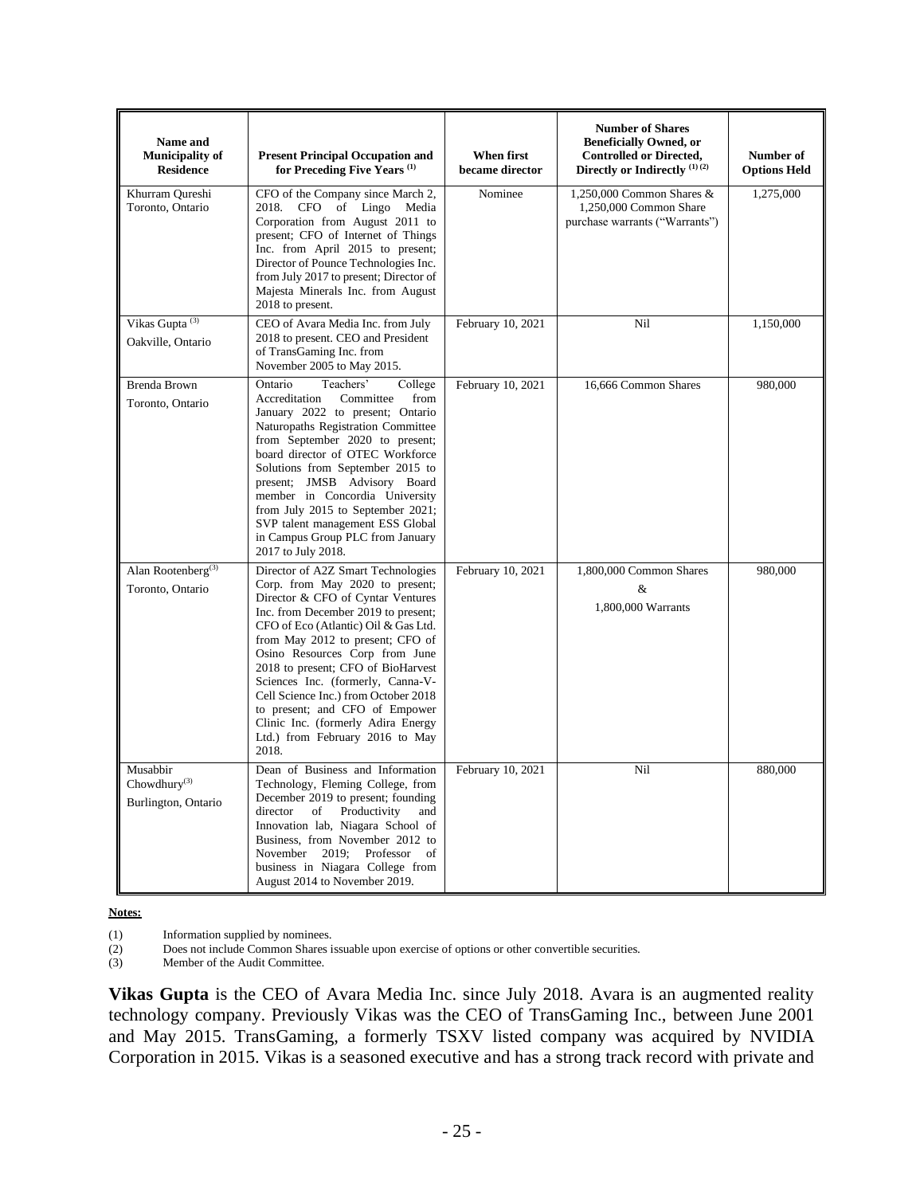| Name and Municipality of Residence | Present Principal Occupation and for Preceding Five Years [(1)] | When first became director | Number of Shares Beneficially Owned, or Controlled or Directed, Directly or Indirectly [(1) (2)] | Number of Options Held |
|---|---|---|---|---|
| Khurram Qureshi Toronto, Ontario | CFO of the Company since March 2, 2018. CFO of Lingo Media Corporation from August 2011 to present; CFO of Internet of Things Inc. from April 2015 to present; Director of Pounce Technologies Inc. from July 2017 to present; Director of Majesta Minerals Inc. from August 2018 to present. | Nominee | 1,250,000 Common Shares & 1,250,000 Common Share purchase warrants ("Warrants") | 1,275,000 |
| Vikas Gupta [(3)] Oakville, Ontario | CEO of Avara Media Inc. from July 2018 to present. CEO and President of TransGaming Inc. from November 2005 to May 2015. | February 10, 2021 | Nil | 1,150,000 |
| Brenda Brown Toronto, Ontario | Ontario Teachers' College Accreditation Committee from January 2022 to present; Ontario Naturopaths Registration Committee from September 2020 to present; board director of OTEC Workforce Solutions from September 2015 to present; JMSB Advisory Board member in Concordia University from July 2015 to September 2021; SVP talent management ESS Global in Campus Group PLC from January 2017 to July 2018. | February 10, 2021 | 16,666 Common Shares | 980,000 |
| Alan Rootenberg[(3)] Toronto, Ontario | Director of A2Z Smart Technologies Corp. from May 2020 to present; Director & CFO of Cyntar Ventures Inc. from December 2019 to present; CFO of Eco (Atlantic) Oil & Gas Ltd. from May 2012 to present; CFO of Osino Resources Corp from June 2018 to present; CFO of BioHarvest Sciences Inc. (formerly, Canna-V-Cell Science Inc.) from October 2018 to present; and CFO of Empower Clinic Inc. (formerly Adira Energy Ltd.) from February 2016 to May 2018. | February 10, 2021 | 1,800,000 Common Shares & 1,800,000 Warrants | 980,000 |
| Musabbir Chowdhury[(3)] Burlington, Ontario | Dean of Business and Information Technology, Fleming College, from December 2019 to present; founding director of Productivity and Innovation lab, Niagara School of Business, from November 2012 to November 2019; Professor of business in Niagara College from August 2014 to November 2019. | February 10, 2021 | Nil | 880,000 |

**Notes:**

(1) Information supplied by nominees.
(2) Does not include Common Shares issuable upon exercise of options or other convertible securities.
(3) Member of the Audit Committee.

**Vikas Gupta** is the CEO of Avara Media Inc. since July 2018. Avara is an augmented reality technology company. Previously Vikas was the CEO of TransGaming Inc., between June 2001 and May 2015. TransGaming, a formerly TSXV listed company was acquired by NVIDIA Corporation in 2015. Vikas is a seasoned executive and has a strong track record with private and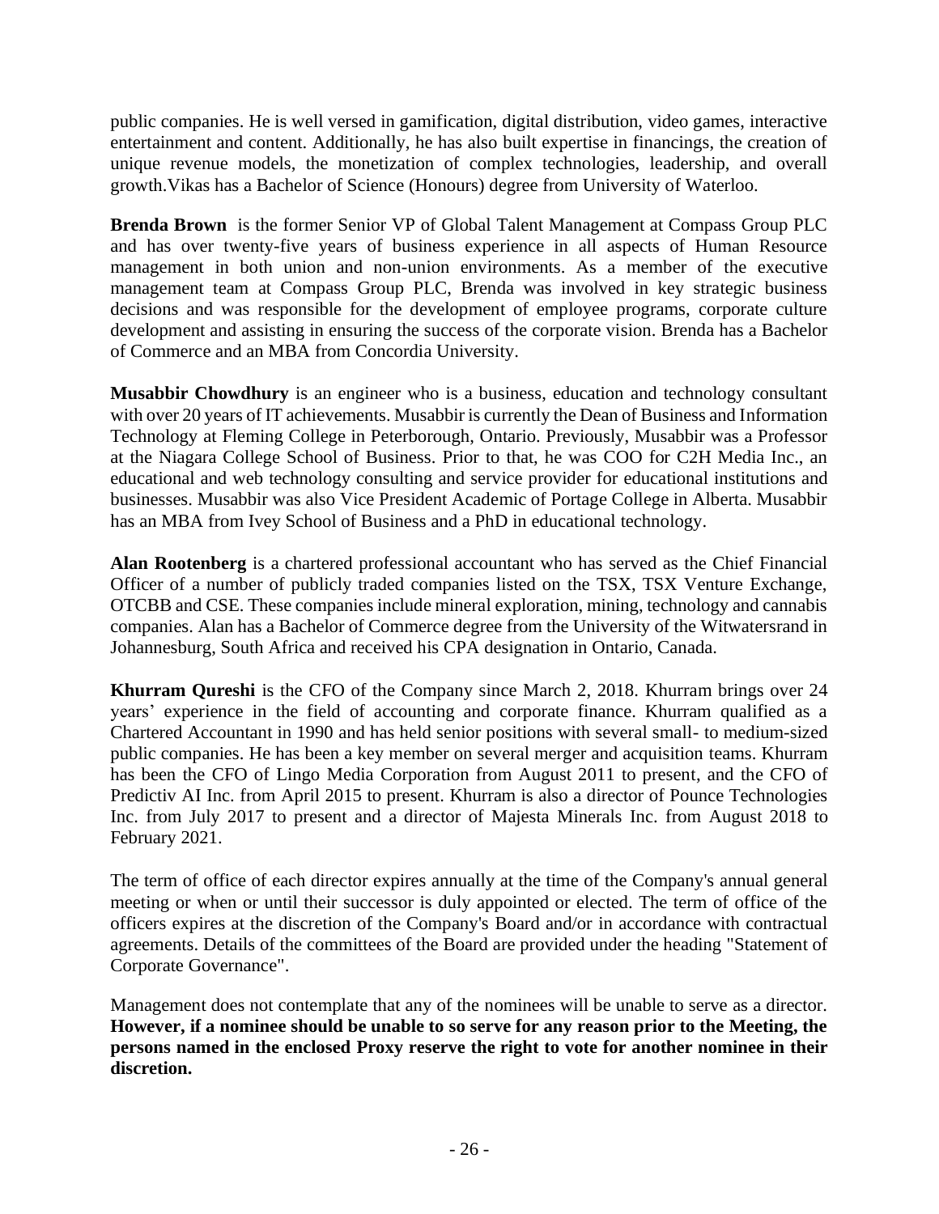public companies. He is well versed in gamification, digital distribution, video games, interactive entertainment and content. Additionally, he has also built expertise in financings, the creation of unique revenue models, the monetization of complex technologies, leadership, and overall growth.Vikas has a Bachelor of Science (Honours) degree from University of Waterloo.

**Brenda Brown** is the former Senior VP of Global Talent Management at Compass Group PLC and has over twenty-five years of business experience in all aspects of Human Resource management in both union and non-union environments. As a member of the executive management team at Compass Group PLC, Brenda was involved in key strategic business decisions and was responsible for the development of employee programs, corporate culture development and assisting in ensuring the success of the corporate vision. Brenda has a Bachelor of Commerce and an MBA from Concordia University.

**Musabbir Chowdhury** is an engineer who is a business, education and technology consultant with over 20 years of IT achievements. Musabbir is currently the Dean of Business and Information Technology at Fleming College in Peterborough, Ontario. Previously, Musabbir was a Professor at the Niagara College School of Business. Prior to that, he was COO for C2H Media Inc., an educational and web technology consulting and service provider for educational institutions and businesses. Musabbir was also Vice President Academic of Portage College in Alberta. Musabbir has an MBA from Ivey School of Business and a PhD in educational technology.

**Alan Rootenberg** is a chartered professional accountant who has served as the Chief Financial Officer of a number of publicly traded companies listed on the TSX, TSX Venture Exchange, OTCBB and CSE. These companies include mineral exploration, mining, technology and cannabis companies. Alan has a Bachelor of Commerce degree from the University of the Witwatersrand in Johannesburg, South Africa and received his CPA designation in Ontario, Canada.

**Khurram Qureshi** is the CFO of the Company since March 2, 2018. Khurram brings over 24 years' experience in the field of accounting and corporate finance. Khurram qualified as a Chartered Accountant in 1990 and has held senior positions with several small- to medium-sized public companies. He has been a key member on several merger and acquisition teams. Khurram has been the CFO of Lingo Media Corporation from August 2011 to present, and the CFO of Predictiv AI Inc. from April 2015 to present. Khurram is also a director of Pounce Technologies Inc. from July 2017 to present and a director of Majesta Minerals Inc. from August 2018 to February 2021.

The term of office of each director expires annually at the time of the Company's annual general meeting or when or until their successor is duly appointed or elected. The term of office of the officers expires at the discretion of the Company's Board and/or in accordance with contractual agreements. Details of the committees of the Board are provided under the heading "Statement of Corporate Governance".

Management does not contemplate that any of the nominees will be unable to serve as a director. **However, if a nominee should be unable to so serve for any reason prior to the Meeting, the persons named in the enclosed Proxy reserve the right to vote for another nominee in their discretion.**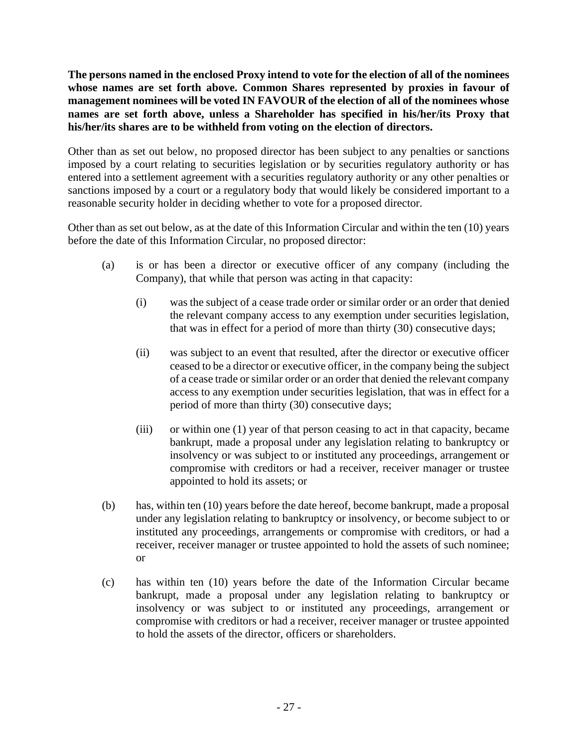**The persons named in the enclosed Proxy intend to vote for the election of all of the nominees whose names are set forth above. Common Shares represented by proxies in favour of management nominees will be voted IN FAVOUR of the election of all of the nominees whose names are set forth above, unless a Shareholder has specified in his/her/its Proxy that his/her/its shares are to be withheld from voting on the election of directors.**

Other than as set out below, no proposed director has been subject to any penalties or sanctions imposed by a court relating to securities legislation or by securities regulatory authority or has entered into a settlement agreement with a securities regulatory authority or any other penalties or sanctions imposed by a court or a regulatory body that would likely be considered important to a reasonable security holder in deciding whether to vote for a proposed director.

Other than as set out below, as at the date of this Information Circular and within the ten (10) years before the date of this Information Circular, no proposed director:

(a) is or has been a director or executive officer of any company (including the Company), that while that person was acting in that capacity:

  (i) was the subject of a cease trade order or similar order or an order that denied the relevant company access to any exemption under securities legislation, that was in effect for a period of more than thirty (30) consecutive days;

  (ii) was subject to an event that resulted, after the director or executive officer ceased to be a director or executive officer, in the company being the subject of a cease trade or similar order or an order that denied the relevant company access to any exemption under securities legislation, that was in effect for a period of more than thirty (30) consecutive days;

  (iii) or within one (1) year of that person ceasing to act in that capacity, became bankrupt, made a proposal under any legislation relating to bankruptcy or insolvency or was subject to or instituted any proceedings, arrangement or compromise with creditors or had a receiver, receiver manager or trustee appointed to hold its assets; or

(b) has, within ten (10) years before the date hereof, become bankrupt, made a proposal under any legislation relating to bankruptcy or insolvency, or become subject to or instituted any proceedings, arrangements or compromise with creditors, or had a receiver, receiver manager or trustee appointed to hold the assets of such nominee; or

(c) has within ten (10) years before the date of the Information Circular became bankrupt, made a proposal under any legislation relating to bankruptcy or insolvency or was subject to or instituted any proceedings, arrangement or compromise with creditors or had a receiver, receiver manager or trustee appointed to hold the assets of the director, officers or shareholders.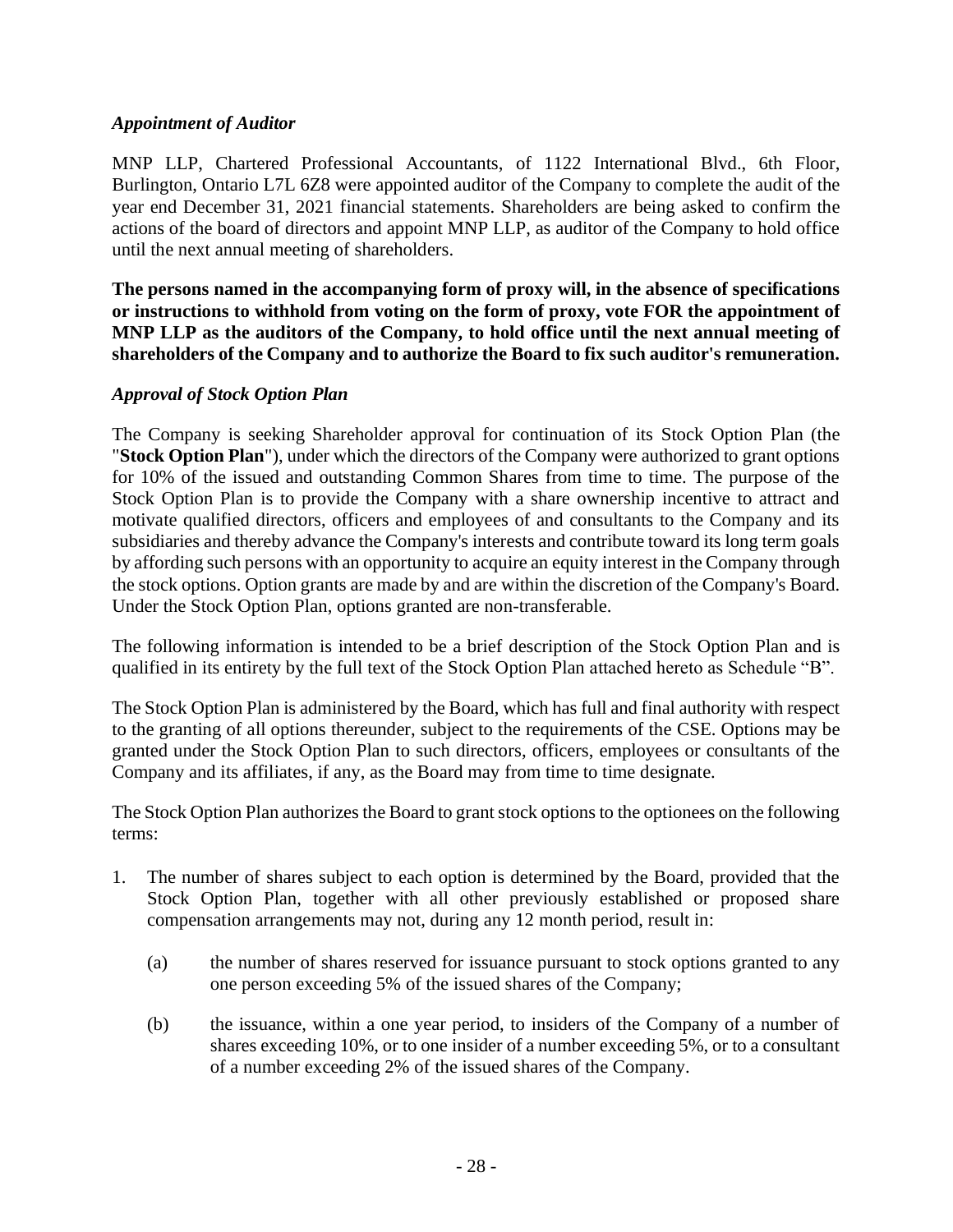*Appointment of Auditor*

MNP LLP, Chartered Professional Accountants, of 1122 International Blvd., 6th Floor, Burlington, Ontario L7L 6Z8 were appointed auditor of the Company to complete the audit of the year end December 31, 2021 financial statements. Shareholders are being asked to confirm the actions of the board of directors and appoint MNP LLP, as auditor of the Company to hold office until the next annual meeting of shareholders.

**The persons named in the accompanying form of proxy will, in the absence of specifications or instructions to withhold from voting on the form of proxy, vote FOR the appointment of MNP LLP as the auditors of the Company, to hold office until the next annual meeting of shareholders of the Company and to authorize the Board to fix such auditor's remuneration.**

*Approval of Stock Option Plan*

The Company is seeking Shareholder approval for continuation of its Stock Option Plan (the "**Stock Option Plan**"), under which the directors of the Company were authorized to grant options for 10% of the issued and outstanding Common Shares from time to time. The purpose of the Stock Option Plan is to provide the Company with a share ownership incentive to attract and motivate qualified directors, officers and employees of and consultants to the Company and its subsidiaries and thereby advance the Company's interests and contribute toward its long term goals by affording such persons with an opportunity to acquire an equity interest in the Company through the stock options. Option grants are made by and are within the discretion of the Company's Board. Under the Stock Option Plan, options granted are non-transferable.

The following information is intended to be a brief description of the Stock Option Plan and is qualified in its entirety by the full text of the Stock Option Plan attached hereto as Schedule "B".

The Stock Option Plan is administered by the Board, which has full and final authority with respect to the granting of all options thereunder, subject to the requirements of the CSE. Options may be granted under the Stock Option Plan to such directors, officers, employees or consultants of the Company and its affiliates, if any, as the Board may from time to time designate.

The Stock Option Plan authorizes the Board to grant stock options to the optionees on the following terms:

1. The number of shares subject to each option is determined by the Board, provided that the Stock Option Plan, together with all other previously established or proposed share compensation arrangements may not, during any 12 month period, result in:

   (a) the number of shares reserved for issuance pursuant to stock options granted to any one person exceeding 5% of the issued shares of the Company;

   (b) the issuance, within a one year period, to insiders of the Company of a number of shares exceeding 10%, or to one insider of a number exceeding 5%, or to a consultant of a number exceeding 2% of the issued shares of the Company.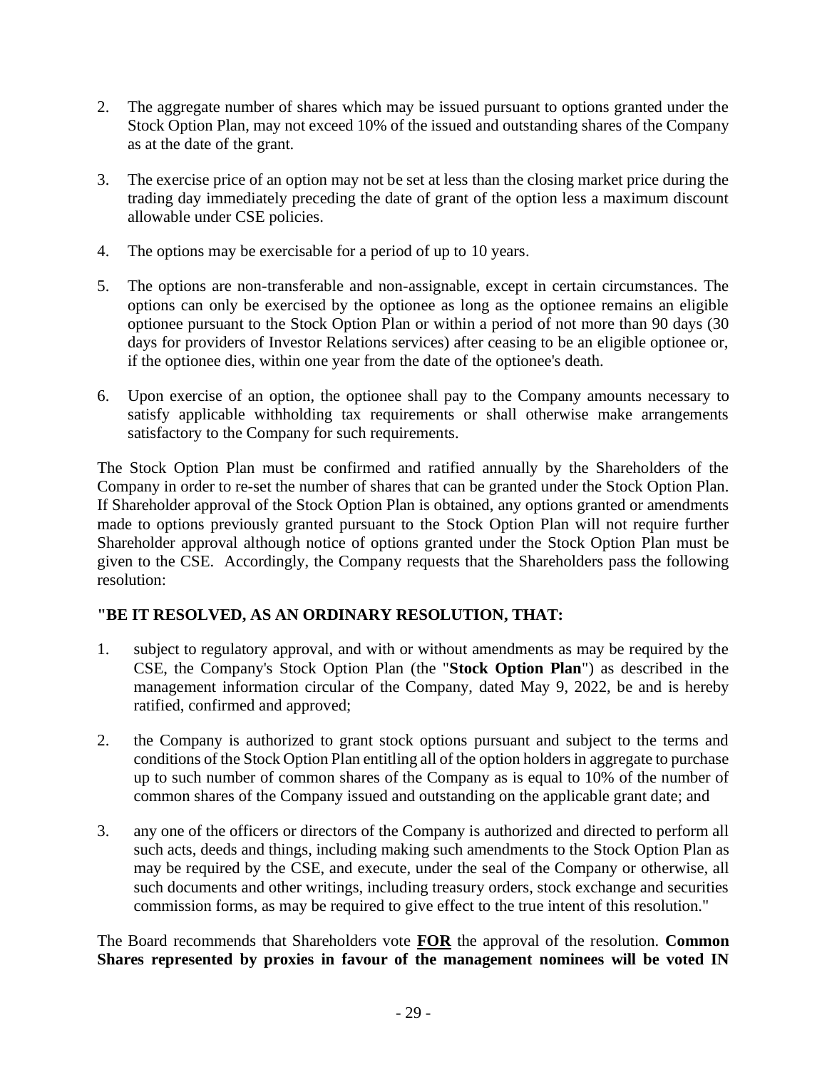2. The aggregate number of shares which may be issued pursuant to options granted under the Stock Option Plan, may not exceed 10% of the issued and outstanding shares of the Company as at the date of the grant.

3. The exercise price of an option may not be set at less than the closing market price during the trading day immediately preceding the date of grant of the option less a maximum discount allowable under CSE policies.

4. The options may be exercisable for a period of up to 10 years.

5. The options are non-transferable and non-assignable, except in certain circumstances. The options can only be exercised by the optionee as long as the optionee remains an eligible optionee pursuant to the Stock Option Plan or within a period of not more than 90 days (30 days for providers of Investor Relations services) after ceasing to be an eligible optionee or, if the optionee dies, within one year from the date of the optionee's death.

6. Upon exercise of an option, the optionee shall pay to the Company amounts necessary to satisfy applicable withholding tax requirements or shall otherwise make arrangements satisfactory to the Company for such requirements.

The Stock Option Plan must be confirmed and ratified annually by the Shareholders of the Company in order to re-set the number of shares that can be granted under the Stock Option Plan. If Shareholder approval of the Stock Option Plan is obtained, any options granted or amendments made to options previously granted pursuant to the Stock Option Plan will not require further Shareholder approval although notice of options granted under the Stock Option Plan must be given to the CSE. Accordingly, the Company requests that the Shareholders pass the following resolution:

**"BE IT RESOLVED, AS AN ORDINARY RESOLUTION, THAT:**

1. subject to regulatory approval, and with or without amendments as may be required by the CSE, the Company's Stock Option Plan (the "**Stock Option Plan**") as described in the management information circular of the Company, dated May 9, 2022, be and is hereby ratified, confirmed and approved;

2. the Company is authorized to grant stock options pursuant and subject to the terms and conditions of the Stock Option Plan entitling all of the option holders in aggregate to purchase up to such number of common shares of the Company as is equal to 10% of the number of common shares of the Company issued and outstanding on the applicable grant date; and

3. any one of the officers or directors of the Company is authorized and directed to perform all such acts, deeds and things, including making such amendments to the Stock Option Plan as may be required by the CSE, and execute, under the seal of the Company or otherwise, all such documents and other writings, including treasury orders, stock exchange and securities commission forms, as may be required to give effect to the true intent of this resolution."

The Board recommends that Shareholders vote **FOR** the approval of the resolution. **Common Shares represented by proxies in favour of the management nominees will be voted IN**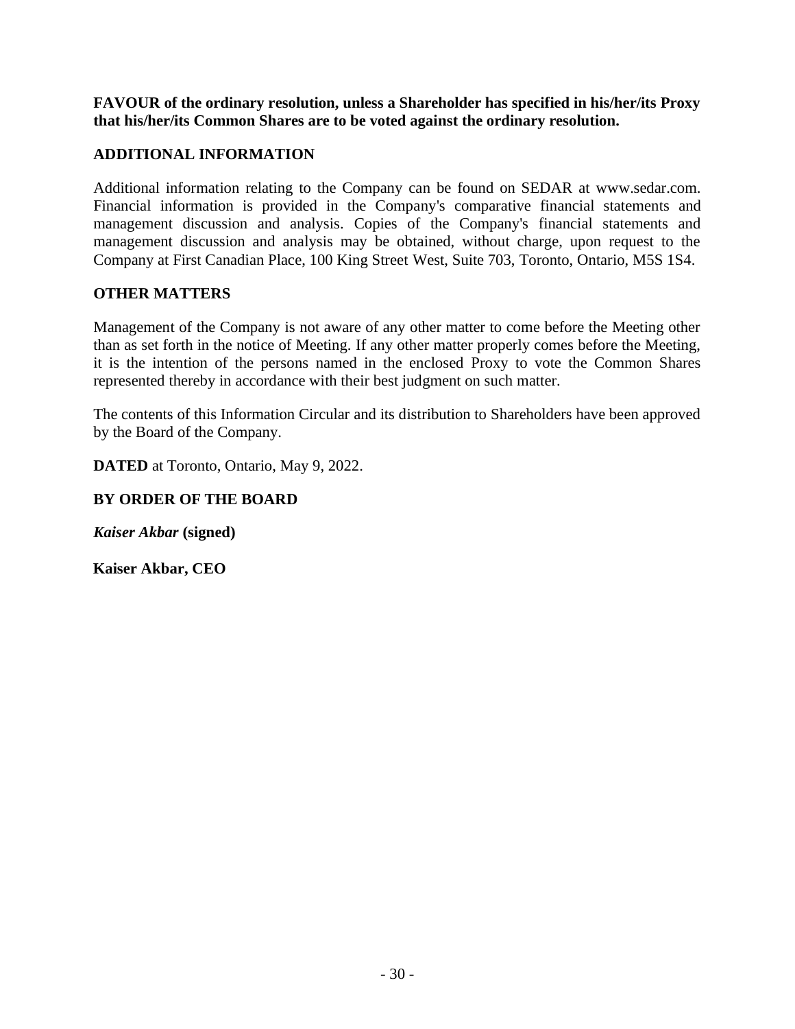**FAVOUR of the ordinary resolution, unless a Shareholder has specified in his/her/its Proxy that his/her/its Common Shares are to be voted against the ordinary resolution.**

## ADDITIONAL INFORMATION

Additional information relating to the Company can be found on SEDAR at www.sedar.com. Financial information is provided in the Company's comparative financial statements and management discussion and analysis. Copies of the Company's financial statements and management discussion and analysis may be obtained, without charge, upon request to the Company at First Canadian Place, 100 King Street West, Suite 703, Toronto, Ontario, M5S 1S4.

## OTHER MATTERS

Management of the Company is not aware of any other matter to come before the Meeting other than as set forth in the notice of Meeting. If any other matter properly comes before the Meeting, it is the intention of the persons named in the enclosed Proxy to vote the Common Shares represented thereby in accordance with their best judgment on such matter.

The contents of this Information Circular and its distribution to Shareholders have been approved by the Board of the Company.

**DATED** at Toronto, Ontario, May 9, 2022.

**BY ORDER OF THE BOARD**

***Kaiser Akbar* (signed)**

**Kaiser Akbar, CEO**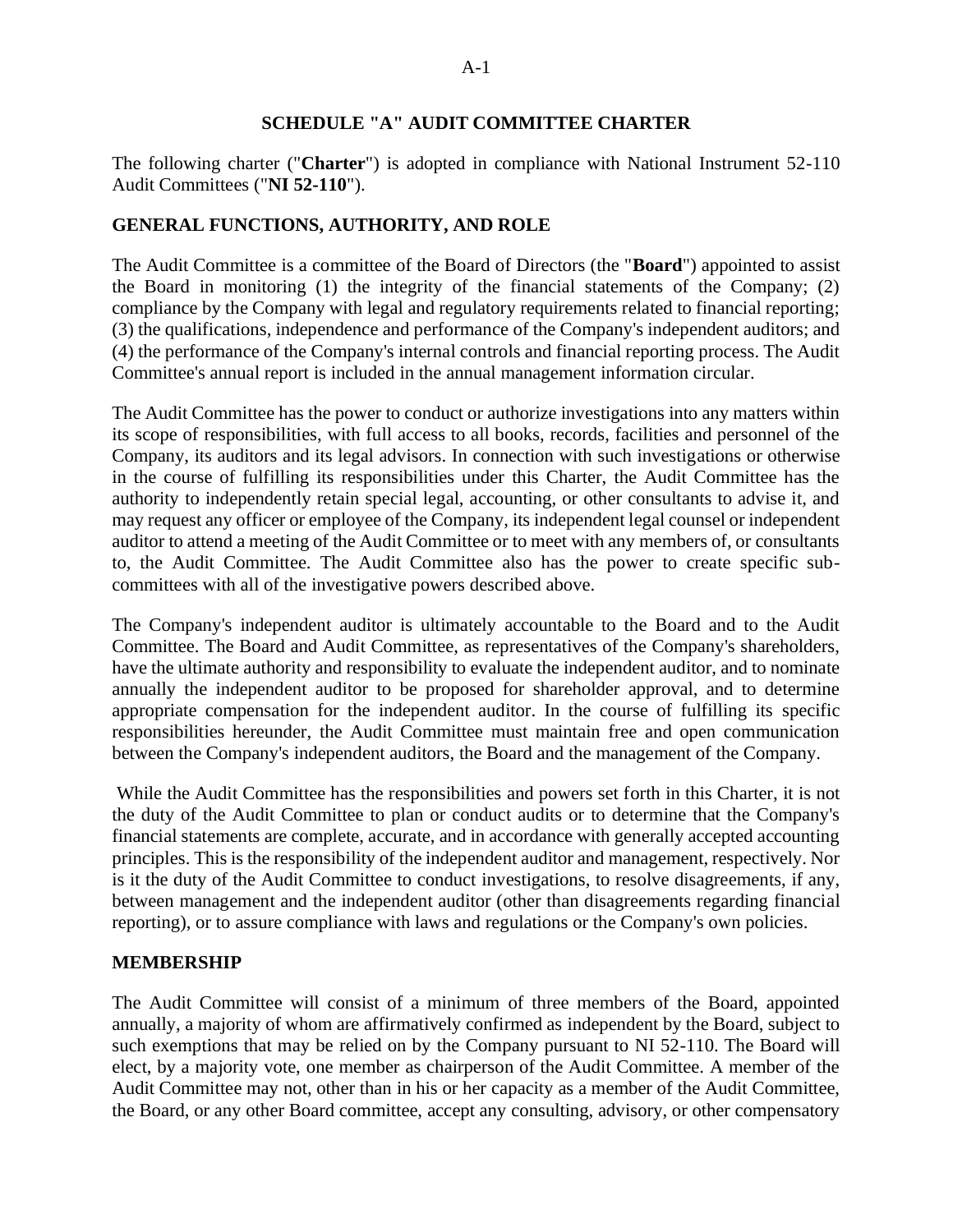# SCHEDULE "A" AUDIT COMMITTEE CHARTER

The following charter ("**Charter**") is adopted in compliance with National Instrument 52-110 Audit Committees ("**NI 52-110**").

## GENERAL FUNCTIONS, AUTHORITY, AND ROLE

The Audit Committee is a committee of the Board of Directors (the "**Board**") appointed to assist the Board in monitoring (1) the integrity of the financial statements of the Company; (2) compliance by the Company with legal and regulatory requirements related to financial reporting; (3) the qualifications, independence and performance of the Company's independent auditors; and (4) the performance of the Company's internal controls and financial reporting process. The Audit Committee's annual report is included in the annual management information circular.

The Audit Committee has the power to conduct or authorize investigations into any matters within its scope of responsibilities, with full access to all books, records, facilities and personnel of the Company, its auditors and its legal advisors. In connection with such investigations or otherwise in the course of fulfilling its responsibilities under this Charter, the Audit Committee has the authority to independently retain special legal, accounting, or other consultants to advise it, and may request any officer or employee of the Company, its independent legal counsel or independent auditor to attend a meeting of the Audit Committee or to meet with any members of, or consultants to, the Audit Committee. The Audit Committee also has the power to create specific sub-committees with all of the investigative powers described above.

The Company's independent auditor is ultimately accountable to the Board and to the Audit Committee. The Board and Audit Committee, as representatives of the Company's shareholders, have the ultimate authority and responsibility to evaluate the independent auditor, and to nominate annually the independent auditor to be proposed for shareholder approval, and to determine appropriate compensation for the independent auditor. In the course of fulfilling its specific responsibilities hereunder, the Audit Committee must maintain free and open communication between the Company's independent auditors, the Board and the management of the Company.

While the Audit Committee has the responsibilities and powers set forth in this Charter, it is not the duty of the Audit Committee to plan or conduct audits or to determine that the Company's financial statements are complete, accurate, and in accordance with generally accepted accounting principles. This is the responsibility of the independent auditor and management, respectively. Nor is it the duty of the Audit Committee to conduct investigations, to resolve disagreements, if any, between management and the independent auditor (other than disagreements regarding financial reporting), or to assure compliance with laws and regulations or the Company's own policies.

## MEMBERSHIP

The Audit Committee will consist of a minimum of three members of the Board, appointed annually, a majority of whom are affirmatively confirmed as independent by the Board, subject to such exemptions that may be relied on by the Company pursuant to NI 52-110. The Board will elect, by a majority vote, one member as chairperson of the Audit Committee. A member of the Audit Committee may not, other than in his or her capacity as a member of the Audit Committee, the Board, or any other Board committee, accept any consulting, advisory, or other compensatory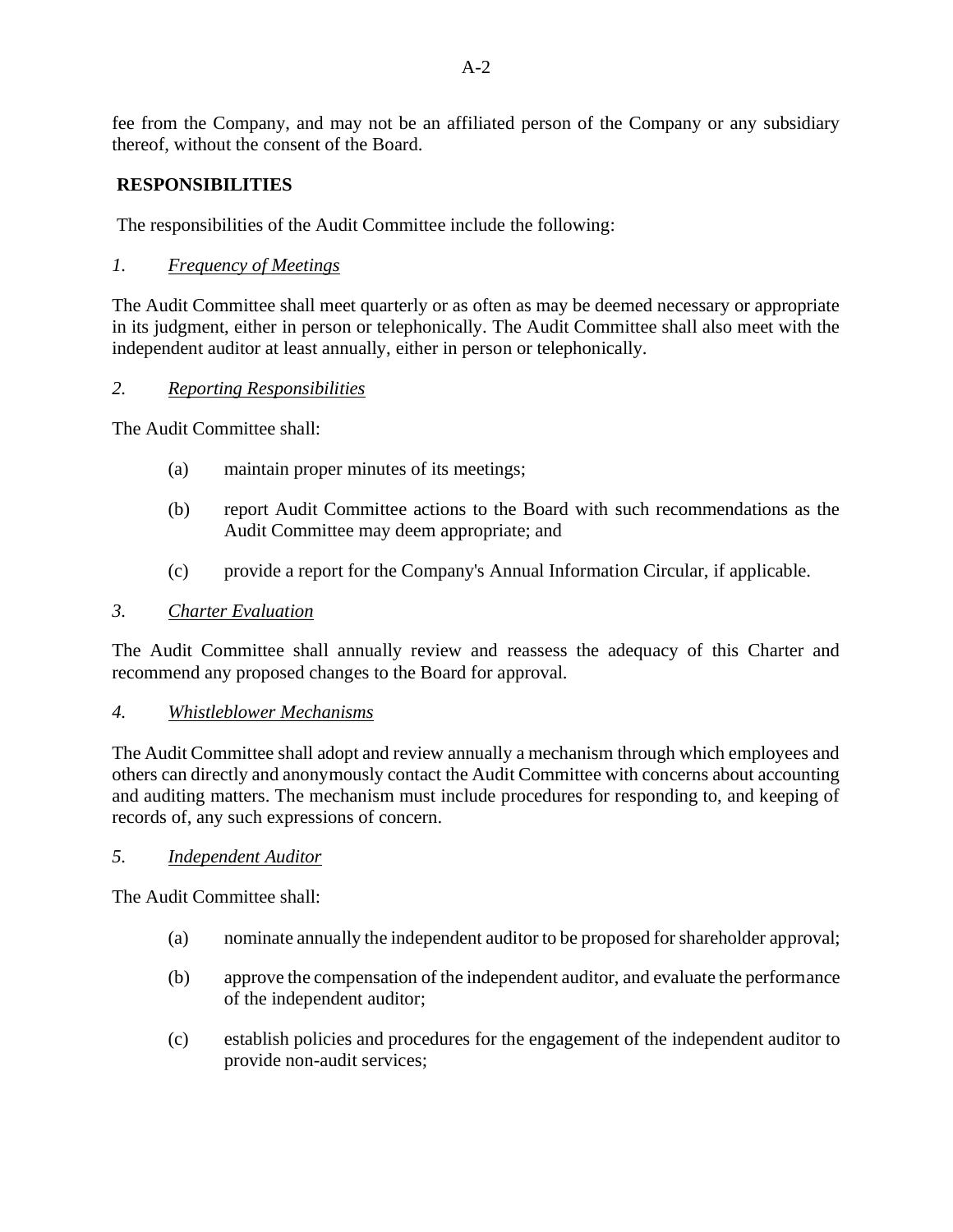fee from the Company, and may not be an affiliated person of the Company or any subsidiary thereof, without the consent of the Board.

**RESPONSIBILITIES**

The responsibilities of the Audit Committee include the following:

*1.* *Frequency of Meetings*

The Audit Committee shall meet quarterly or as often as may be deemed necessary or appropriate in its judgment, either in person or telephonically. The Audit Committee shall also meet with the independent auditor at least annually, either in person or telephonically.

*2.* *Reporting Responsibilities*

The Audit Committee shall:

(a) maintain proper minutes of its meetings;

(b) report Audit Committee actions to the Board with such recommendations as the Audit Committee may deem appropriate; and

(c) provide a report for the Company's Annual Information Circular, if applicable.

*3.* *Charter Evaluation*

The Audit Committee shall annually review and reassess the adequacy of this Charter and recommend any proposed changes to the Board for approval.

*4.* *Whistleblower Mechanisms*

The Audit Committee shall adopt and review annually a mechanism through which employees and others can directly and anonymously contact the Audit Committee with concerns about accounting and auditing matters. The mechanism must include procedures for responding to, and keeping of records of, any such expressions of concern.

*5.* *Independent Auditor*

The Audit Committee shall:

(a) nominate annually the independent auditor to be proposed for shareholder approval;

(b) approve the compensation of the independent auditor, and evaluate the performance of the independent auditor;

(c) establish policies and procedures for the engagement of the independent auditor to provide non-audit services;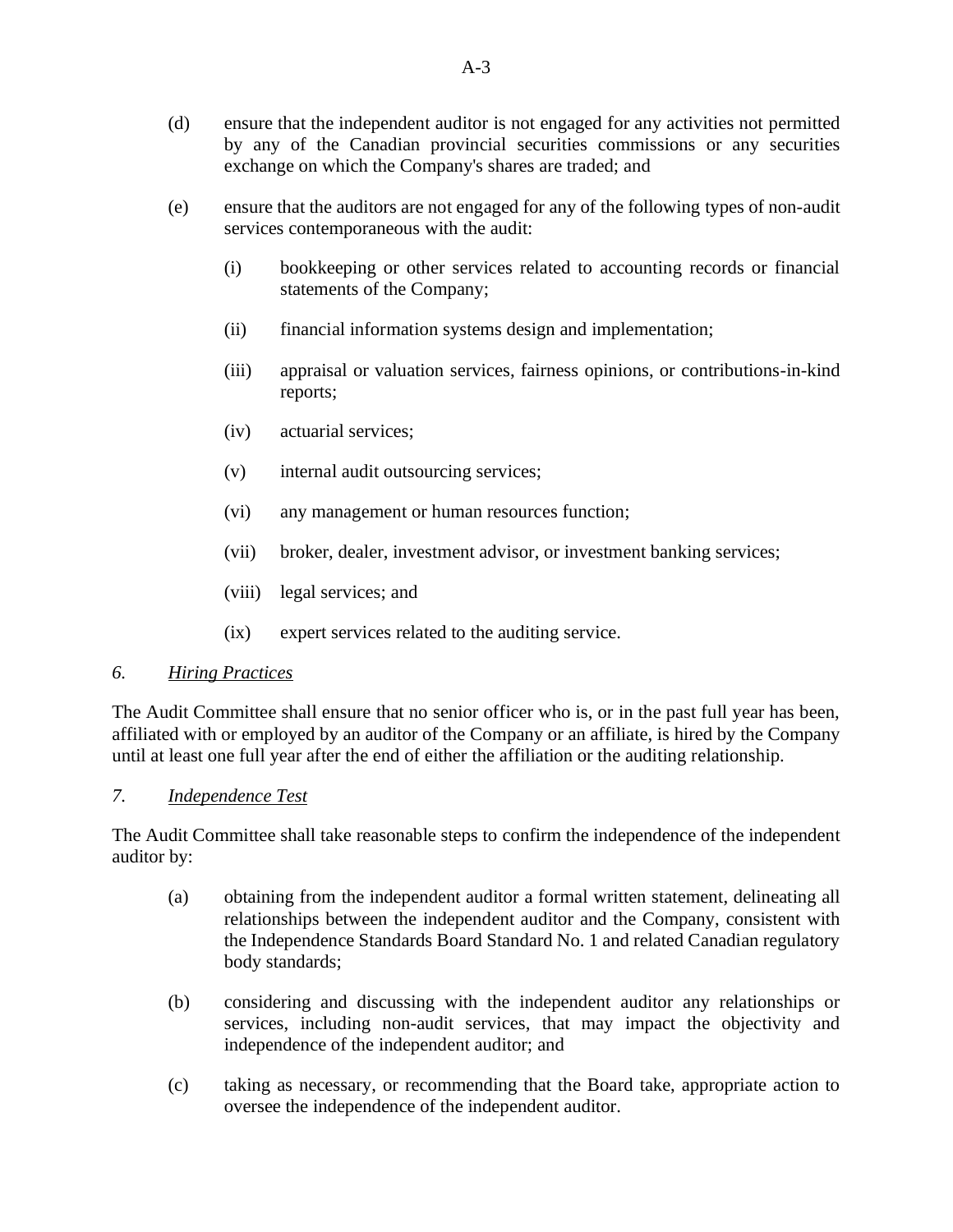(d) ensure that the independent auditor is not engaged for any activities not permitted by any of the Canadian provincial securities commissions or any securities exchange on which the Company's shares are traded; and

(e) ensure that the auditors are not engaged for any of the following types of non-audit services contemporaneous with the audit:

  (i) bookkeeping or other services related to accounting records or financial statements of the Company;

  (ii) financial information systems design and implementation;

  (iii) appraisal or valuation services, fairness opinions, or contributions-in-kind reports;

  (iv) actuarial services;

  (v) internal audit outsourcing services;

  (vi) any management or human resources function;

  (vii) broker, dealer, investment advisor, or investment banking services;

  (viii) legal services; and

  (ix) expert services related to the auditing service.

### *6. Hiring Practices*

The Audit Committee shall ensure that no senior officer who is, or in the past full year has been, affiliated with or employed by an auditor of the Company or an affiliate, is hired by the Company until at least one full year after the end of either the affiliation or the auditing relationship.

### *7. Independence Test*

The Audit Committee shall take reasonable steps to confirm the independence of the independent auditor by:

(a) obtaining from the independent auditor a formal written statement, delineating all relationships between the independent auditor and the Company, consistent with the Independence Standards Board Standard No. 1 and related Canadian regulatory body standards;

(b) considering and discussing with the independent auditor any relationships or services, including non-audit services, that may impact the objectivity and independence of the independent auditor; and

(c) taking as necessary, or recommending that the Board take, appropriate action to oversee the independence of the independent auditor.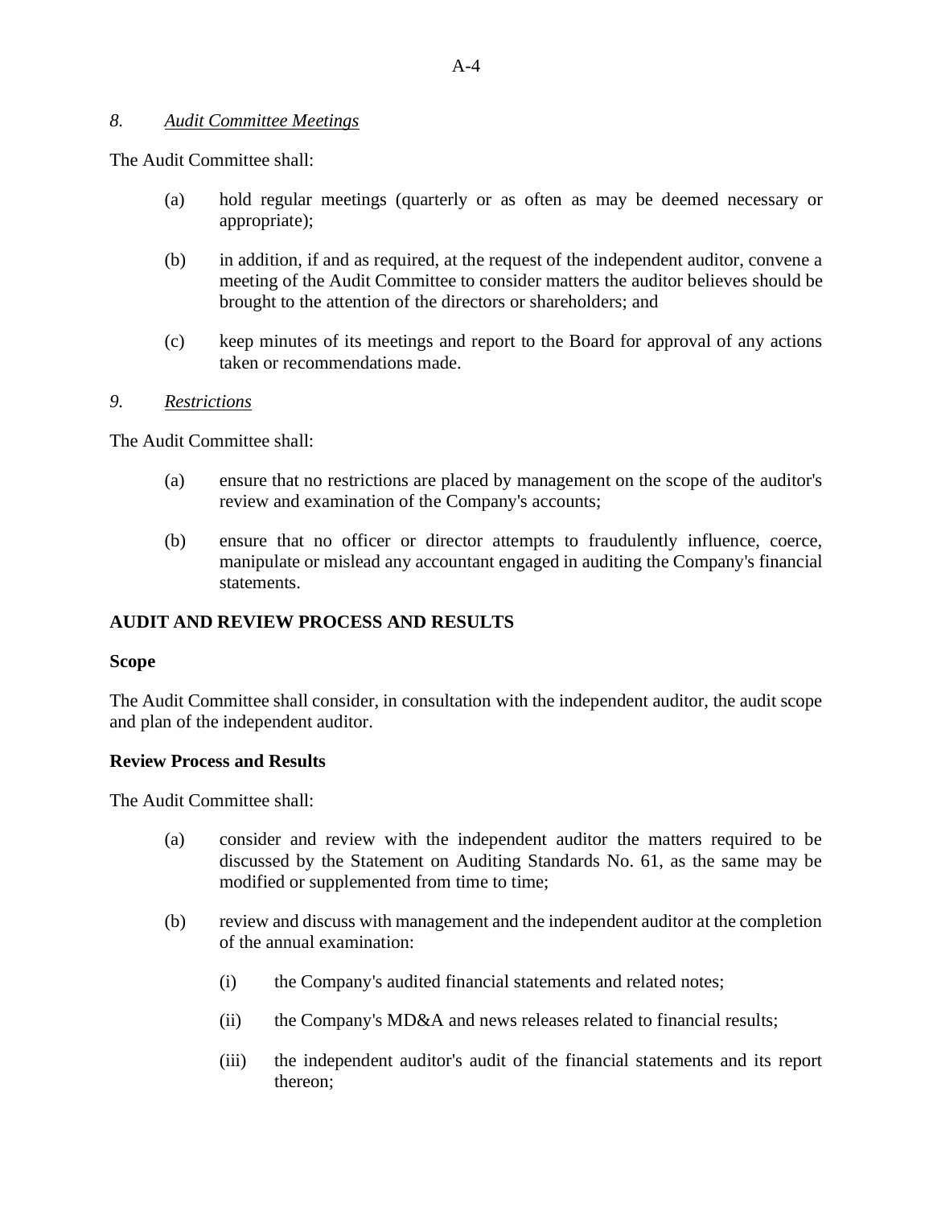*8.* *Audit Committee Meetings*

The Audit Committee shall:

(a) hold regular meetings (quarterly or as often as may be deemed necessary or appropriate);

(b) in addition, if and as required, at the request of the independent auditor, convene a meeting of the Audit Committee to consider matters the auditor believes should be brought to the attention of the directors or shareholders; and

(c) keep minutes of its meetings and report to the Board for approval of any actions taken or recommendations made.

*9.* *Restrictions*

The Audit Committee shall:

(a) ensure that no restrictions are placed by management on the scope of the auditor's review and examination of the Company's accounts;

(b) ensure that no officer or director attempts to fraudulently influence, coerce, manipulate or mislead any accountant engaged in auditing the Company's financial statements.

## AUDIT AND REVIEW PROCESS AND RESULTS

### Scope

The Audit Committee shall consider, in consultation with the independent auditor, the audit scope and plan of the independent auditor.

### Review Process and Results

The Audit Committee shall:

(a) consider and review with the independent auditor the matters required to be discussed by the Statement on Auditing Standards No. 61, as the same may be modified or supplemented from time to time;

(b) review and discuss with management and the independent auditor at the completion of the annual examination:

   (i) the Company's audited financial statements and related notes;

   (ii) the Company's MD&A and news releases related to financial results;

   (iii) the independent auditor's audit of the financial statements and its report thereon;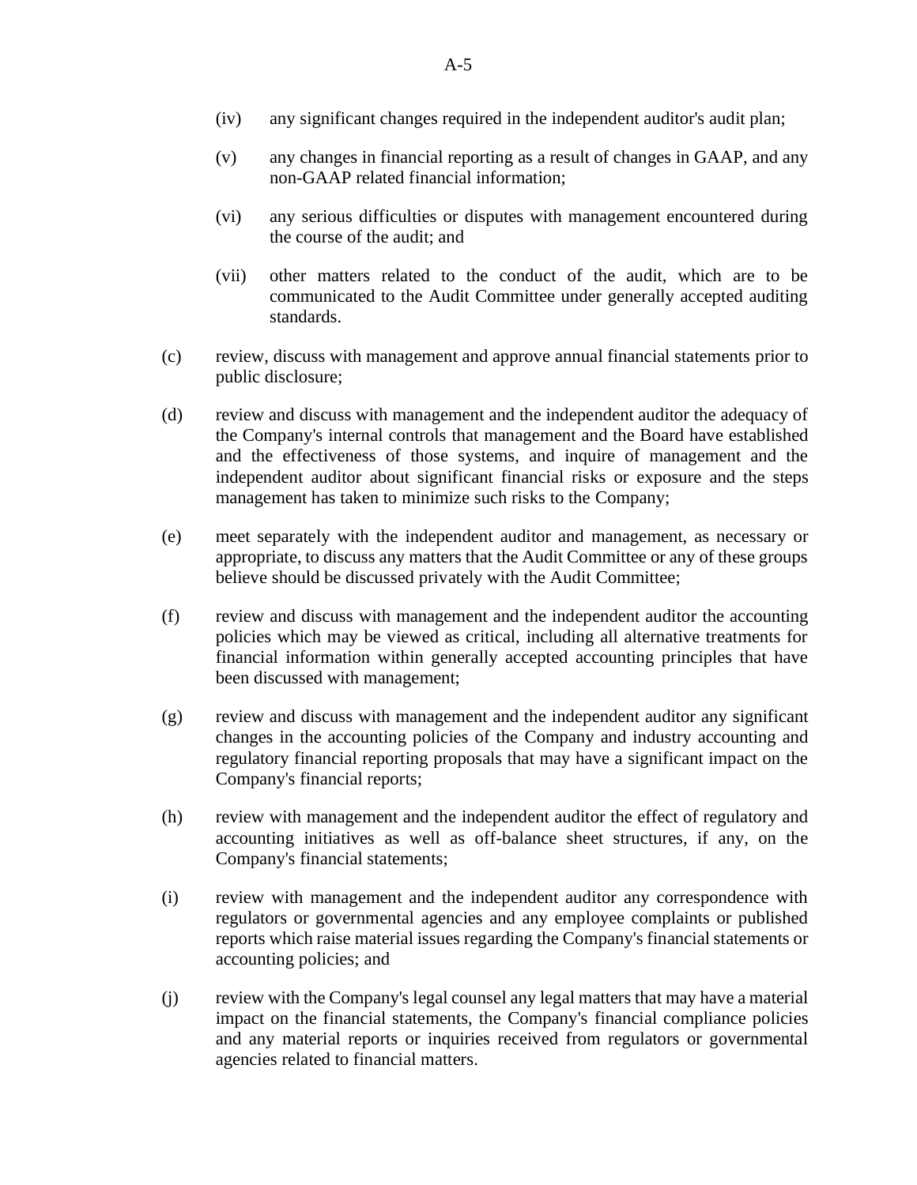(iv) any significant changes required in the independent auditor's audit plan;

(v) any changes in financial reporting as a result of changes in GAAP, and any non-GAAP related financial information;

(vi) any serious difficulties or disputes with management encountered during the course of the audit; and

(vii) other matters related to the conduct of the audit, which are to be communicated to the Audit Committee under generally accepted auditing standards.

(c) review, discuss with management and approve annual financial statements prior to public disclosure;

(d) review and discuss with management and the independent auditor the adequacy of the Company's internal controls that management and the Board have established and the effectiveness of those systems, and inquire of management and the independent auditor about significant financial risks or exposure and the steps management has taken to minimize such risks to the Company;

(e) meet separately with the independent auditor and management, as necessary or appropriate, to discuss any matters that the Audit Committee or any of these groups believe should be discussed privately with the Audit Committee;

(f) review and discuss with management and the independent auditor the accounting policies which may be viewed as critical, including all alternative treatments for financial information within generally accepted accounting principles that have been discussed with management;

(g) review and discuss with management and the independent auditor any significant changes in the accounting policies of the Company and industry accounting and regulatory financial reporting proposals that may have a significant impact on the Company's financial reports;

(h) review with management and the independent auditor the effect of regulatory and accounting initiatives as well as off-balance sheet structures, if any, on the Company's financial statements;

(i) review with management and the independent auditor any correspondence with regulators or governmental agencies and any employee complaints or published reports which raise material issues regarding the Company's financial statements or accounting policies; and

(j) review with the Company's legal counsel any legal matters that may have a material impact on the financial statements, the Company's financial compliance policies and any material reports or inquiries received from regulators or governmental agencies related to financial matters.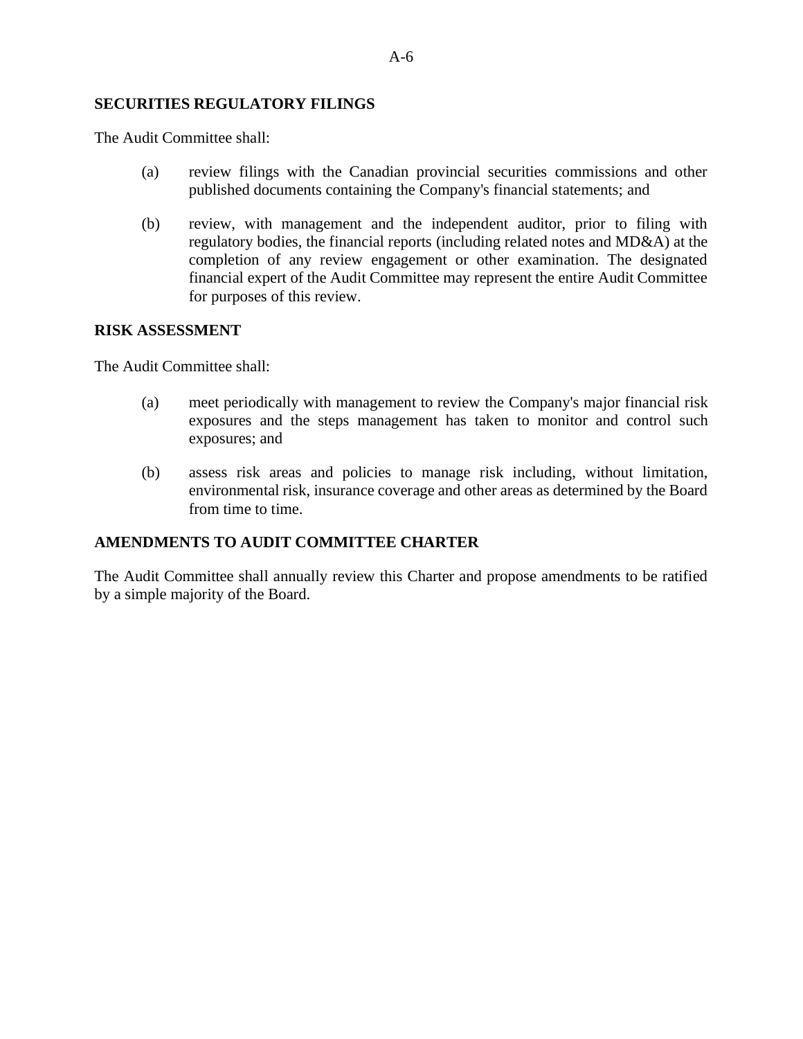## SECURITIES REGULATORY FILINGS

The Audit Committee shall:

(a) review filings with the Canadian provincial securities commissions and other published documents containing the Company's financial statements; and

(b) review, with management and the independent auditor, prior to filing with regulatory bodies, the financial reports (including related notes and MD&A) at the completion of any review engagement or other examination. The designated financial expert of the Audit Committee may represent the entire Audit Committee for purposes of this review.

## RISK ASSESSMENT

The Audit Committee shall:

(a) meet periodically with management to review the Company's major financial risk exposures and the steps management has taken to monitor and control such exposures; and

(b) assess risk areas and policies to manage risk including, without limitation, environmental risk, insurance coverage and other areas as determined by the Board from time to time.

## AMENDMENTS TO AUDIT COMMITTEE CHARTER

The Audit Committee shall annually review this Charter and propose amendments to be ratified by a simple majority of the Board.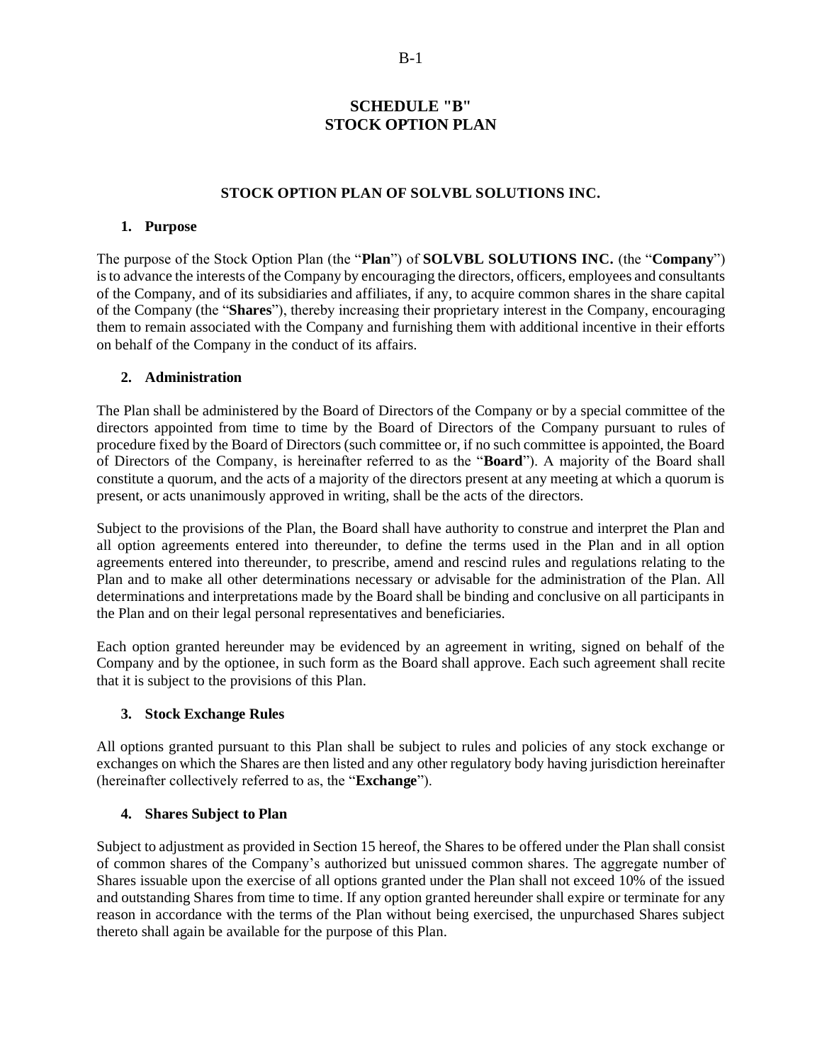# SCHEDULE "B"
# STOCK OPTION PLAN

## STOCK OPTION PLAN OF SOLVBL SOLUTIONS INC.

### 1. Purpose

The purpose of the Stock Option Plan (the "**Plan**") of **SOLVBL SOLUTIONS INC.** (the "**Company**") is to advance the interests of the Company by encouraging the directors, officers, employees and consultants of the Company, and of its subsidiaries and affiliates, if any, to acquire common shares in the share capital of the Company (the "**Shares**"), thereby increasing their proprietary interest in the Company, encouraging them to remain associated with the Company and furnishing them with additional incentive in their efforts on behalf of the Company in the conduct of its affairs.

### 2. Administration

The Plan shall be administered by the Board of Directors of the Company or by a special committee of the directors appointed from time to time by the Board of Directors of the Company pursuant to rules of procedure fixed by the Board of Directors (such committee or, if no such committee is appointed, the Board of Directors of the Company, is hereinafter referred to as the "**Board**"). A majority of the Board shall constitute a quorum, and the acts of a majority of the directors present at any meeting at which a quorum is present, or acts unanimously approved in writing, shall be the acts of the directors.

Subject to the provisions of the Plan, the Board shall have authority to construe and interpret the Plan and all option agreements entered into thereunder, to define the terms used in the Plan and in all option agreements entered into thereunder, to prescribe, amend and rescind rules and regulations relating to the Plan and to make all other determinations necessary or advisable for the administration of the Plan. All determinations and interpretations made by the Board shall be binding and conclusive on all participants in the Plan and on their legal personal representatives and beneficiaries.

Each option granted hereunder may be evidenced by an agreement in writing, signed on behalf of the Company and by the optionee, in such form as the Board shall approve. Each such agreement shall recite that it is subject to the provisions of this Plan.

### 3. Stock Exchange Rules

All options granted pursuant to this Plan shall be subject to rules and policies of any stock exchange or exchanges on which the Shares are then listed and any other regulatory body having jurisdiction hereinafter (hereinafter collectively referred to as, the "**Exchange**").

### 4. Shares Subject to Plan

Subject to adjustment as provided in Section 15 hereof, the Shares to be offered under the Plan shall consist of common shares of the Company's authorized but unissued common shares. The aggregate number of Shares issuable upon the exercise of all options granted under the Plan shall not exceed 10% of the issued and outstanding Shares from time to time. If any option granted hereunder shall expire or terminate for any reason in accordance with the terms of the Plan without being exercised, the unpurchased Shares subject thereto shall again be available for the purpose of this Plan.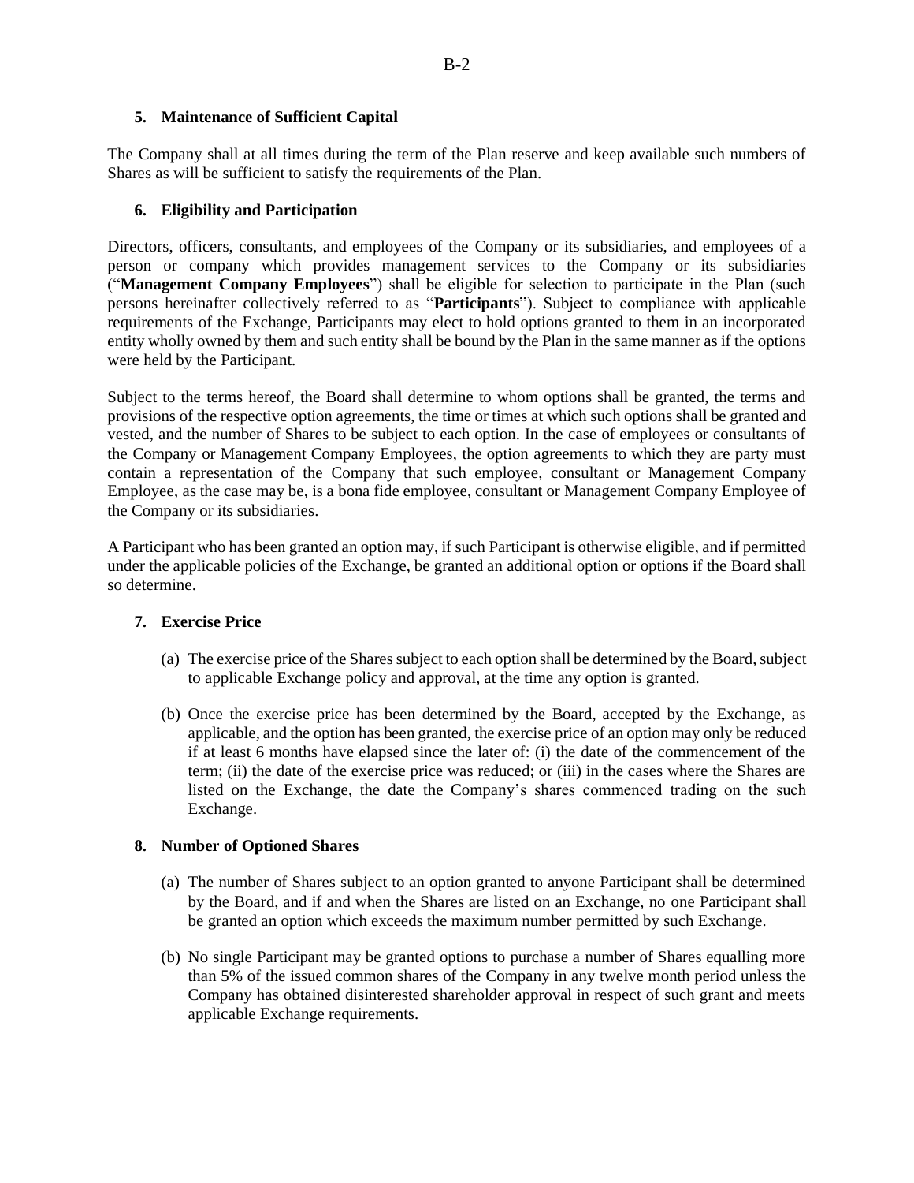## 5. Maintenance of Sufficient Capital

The Company shall at all times during the term of the Plan reserve and keep available such numbers of Shares as will be sufficient to satisfy the requirements of the Plan.

## 6. Eligibility and Participation

Directors, officers, consultants, and employees of the Company or its subsidiaries, and employees of a person or company which provides management services to the Company or its subsidiaries ("**Management Company Employees**") shall be eligible for selection to participate in the Plan (such persons hereinafter collectively referred to as "**Participants**"). Subject to compliance with applicable requirements of the Exchange, Participants may elect to hold options granted to them in an incorporated entity wholly owned by them and such entity shall be bound by the Plan in the same manner as if the options were held by the Participant.

Subject to the terms hereof, the Board shall determine to whom options shall be granted, the terms and provisions of the respective option agreements, the time or times at which such options shall be granted and vested, and the number of Shares to be subject to each option. In the case of employees or consultants of the Company or Management Company Employees, the option agreements to which they are party must contain a representation of the Company that such employee, consultant or Management Company Employee, as the case may be, is a bona fide employee, consultant or Management Company Employee of the Company or its subsidiaries.

A Participant who has been granted an option may, if such Participant is otherwise eligible, and if permitted under the applicable policies of the Exchange, be granted an additional option or options if the Board shall so determine.

## 7. Exercise Price

(a) The exercise price of the Shares subject to each option shall be determined by the Board, subject to applicable Exchange policy and approval, at the time any option is granted.

(b) Once the exercise price has been determined by the Board, accepted by the Exchange, as applicable, and the option has been granted, the exercise price of an option may only be reduced if at least 6 months have elapsed since the later of: (i) the date of the commencement of the term; (ii) the date of the exercise price was reduced; or (iii) in the cases where the Shares are listed on the Exchange, the date the Company's shares commenced trading on the such Exchange.

## 8. Number of Optioned Shares

(a) The number of Shares subject to an option granted to anyone Participant shall be determined by the Board, and if and when the Shares are listed on an Exchange, no one Participant shall be granted an option which exceeds the maximum number permitted by such Exchange.

(b) No single Participant may be granted options to purchase a number of Shares equalling more than 5% of the issued common shares of the Company in any twelve month period unless the Company has obtained disinterested shareholder approval in respect of such grant and meets applicable Exchange requirements.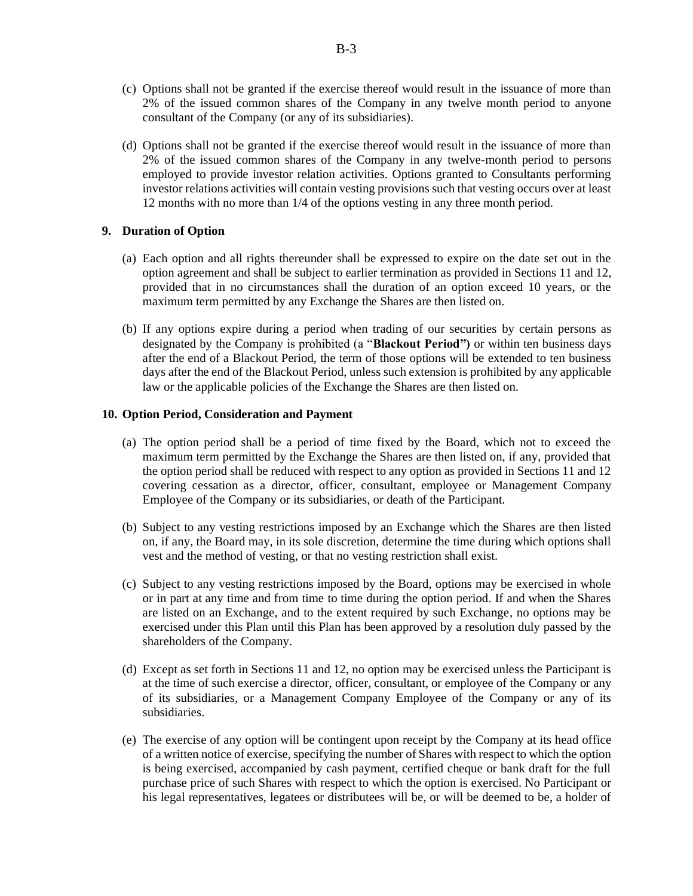(c) Options shall not be granted if the exercise thereof would result in the issuance of more than 2% of the issued common shares of the Company in any twelve month period to anyone consultant of the Company (or any of its subsidiaries).

(d) Options shall not be granted if the exercise thereof would result in the issuance of more than 2% of the issued common shares of the Company in any twelve-month period to persons employed to provide investor relation activities. Options granted to Consultants performing investor relations activities will contain vesting provisions such that vesting occurs over at least 12 months with no more than 1/4 of the options vesting in any three month period.

**9. Duration of Option**

(a) Each option and all rights thereunder shall be expressed to expire on the date set out in the option agreement and shall be subject to earlier termination as provided in Sections 11 and 12, provided that in no circumstances shall the duration of an option exceed 10 years, or the maximum term permitted by any Exchange the Shares are then listed on.

(b) If any options expire during a period when trading of our securities by certain persons as designated by the Company is prohibited (a "**Blackout Period")** or within ten business days after the end of a Blackout Period, the term of those options will be extended to ten business days after the end of the Blackout Period, unless such extension is prohibited by any applicable law or the applicable policies of the Exchange the Shares are then listed on.

**10. Option Period, Consideration and Payment**

(a) The option period shall be a period of time fixed by the Board, which not to exceed the maximum term permitted by the Exchange the Shares are then listed on, if any, provided that the option period shall be reduced with respect to any option as provided in Sections 11 and 12 covering cessation as a director, officer, consultant, employee or Management Company Employee of the Company or its subsidiaries, or death of the Participant.

(b) Subject to any vesting restrictions imposed by an Exchange which the Shares are then listed on, if any, the Board may, in its sole discretion, determine the time during which options shall vest and the method of vesting, or that no vesting restriction shall exist.

(c) Subject to any vesting restrictions imposed by the Board, options may be exercised in whole or in part at any time and from time to time during the option period. If and when the Shares are listed on an Exchange, and to the extent required by such Exchange, no options may be exercised under this Plan until this Plan has been approved by a resolution duly passed by the shareholders of the Company.

(d) Except as set forth in Sections 11 and 12, no option may be exercised unless the Participant is at the time of such exercise a director, officer, consultant, or employee of the Company or any of its subsidiaries, or a Management Company Employee of the Company or any of its subsidiaries.

(e) The exercise of any option will be contingent upon receipt by the Company at its head office of a written notice of exercise, specifying the number of Shares with respect to which the option is being exercised, accompanied by cash payment, certified cheque or bank draft for the full purchase price of such Shares with respect to which the option is exercised. No Participant or his legal representatives, legatees or distributees will be, or will be deemed to be, a holder of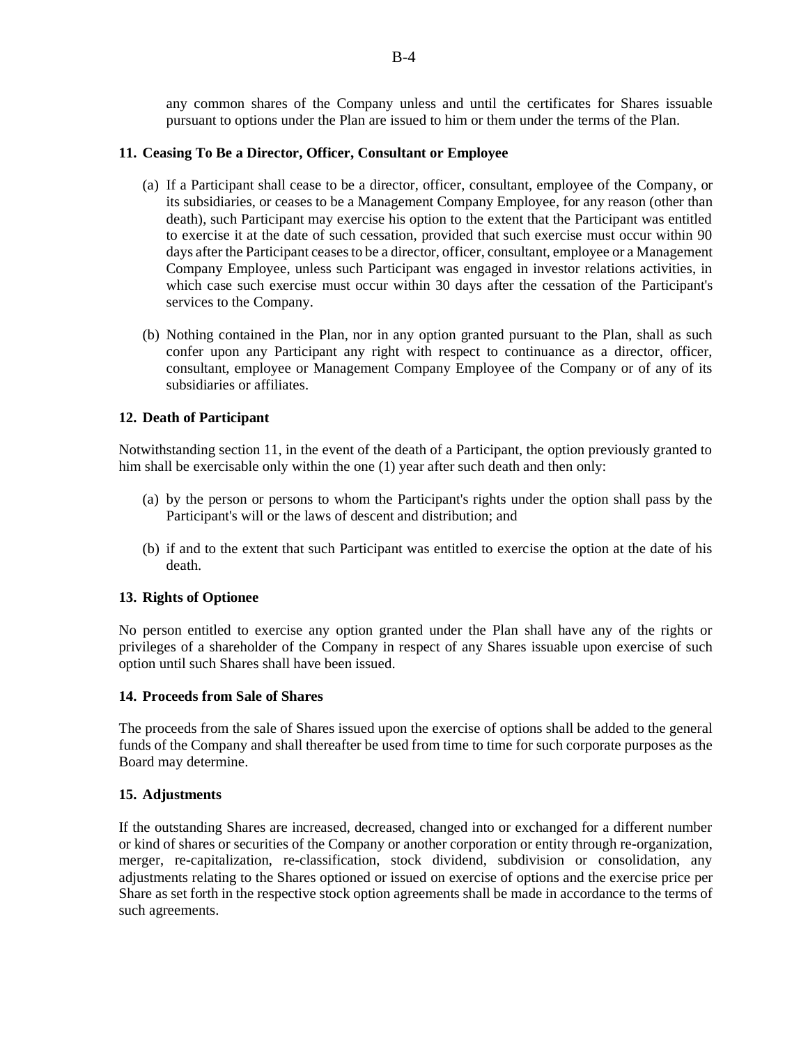any common shares of the Company unless and until the certificates for Shares issuable pursuant to options under the Plan are issued to him or them under the terms of the Plan.

### 11. Ceasing To Be a Director, Officer, Consultant or Employee

(a) If a Participant shall cease to be a director, officer, consultant, employee of the Company, or its subsidiaries, or ceases to be a Management Company Employee, for any reason (other than death), such Participant may exercise his option to the extent that the Participant was entitled to exercise it at the date of such cessation, provided that such exercise must occur within 90 days after the Participant ceases to be a director, officer, consultant, employee or a Management Company Employee, unless such Participant was engaged in investor relations activities, in which case such exercise must occur within 30 days after the cessation of the Participant's services to the Company.

(b) Nothing contained in the Plan, nor in any option granted pursuant to the Plan, shall as such confer upon any Participant any right with respect to continuance as a director, officer, consultant, employee or Management Company Employee of the Company or of any of its subsidiaries or affiliates.

### 12. Death of Participant

Notwithstanding section 11, in the event of the death of a Participant, the option previously granted to him shall be exercisable only within the one (1) year after such death and then only:

(a) by the person or persons to whom the Participant's rights under the option shall pass by the Participant's will or the laws of descent and distribution; and

(b) if and to the extent that such Participant was entitled to exercise the option at the date of his death.

### 13. Rights of Optionee

No person entitled to exercise any option granted under the Plan shall have any of the rights or privileges of a shareholder of the Company in respect of any Shares issuable upon exercise of such option until such Shares shall have been issued.

### 14. Proceeds from Sale of Shares

The proceeds from the sale of Shares issued upon the exercise of options shall be added to the general funds of the Company and shall thereafter be used from time to time for such corporate purposes as the Board may determine.

### 15. Adjustments

If the outstanding Shares are increased, decreased, changed into or exchanged for a different number or kind of shares or securities of the Company or another corporation or entity through re-organization, merger, re-capitalization, re-classification, stock dividend, subdivision or consolidation, any adjustments relating to the Shares optioned or issued on exercise of options and the exercise price per Share as set forth in the respective stock option agreements shall be made in accordance to the terms of such agreements.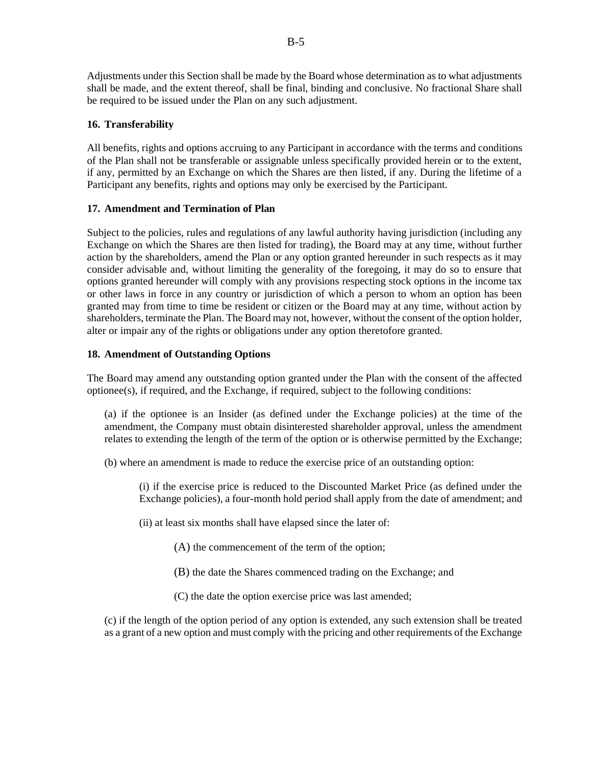Adjustments under this Section shall be made by the Board whose determination as to what adjustments shall be made, and the extent thereof, shall be final, binding and conclusive. No fractional Share shall be required to be issued under the Plan on any such adjustment.

**16. Transferability**

All benefits, rights and options accruing to any Participant in accordance with the terms and conditions of the Plan shall not be transferable or assignable unless specifically provided herein or to the extent, if any, permitted by an Exchange on which the Shares are then listed, if any. During the lifetime of a Participant any benefits, rights and options may only be exercised by the Participant.

**17. Amendment and Termination of Plan**

Subject to the policies, rules and regulations of any lawful authority having jurisdiction (including any Exchange on which the Shares are then listed for trading), the Board may at any time, without further action by the shareholders, amend the Plan or any option granted hereunder in such respects as it may consider advisable and, without limiting the generality of the foregoing, it may do so to ensure that options granted hereunder will comply with any provisions respecting stock options in the income tax or other laws in force in any country or jurisdiction of which a person to whom an option has been granted may from time to time be resident or citizen or the Board may at any time, without action by shareholders, terminate the Plan. The Board may not, however, without the consent of the option holder, alter or impair any of the rights or obligations under any option theretofore granted.

**18. Amendment of Outstanding Options**

The Board may amend any outstanding option granted under the Plan with the consent of the affected optionee(s), if required, and the Exchange, if required, subject to the following conditions:

(a) if the optionee is an Insider (as defined under the Exchange policies) at the time of the amendment, the Company must obtain disinterested shareholder approval, unless the amendment relates to extending the length of the term of the option or is otherwise permitted by the Exchange;

(b) where an amendment is made to reduce the exercise price of an outstanding option:

(i) if the exercise price is reduced to the Discounted Market Price (as defined under the Exchange policies), a four-month hold period shall apply from the date of amendment; and

(ii) at least six months shall have elapsed since the later of:

(A) the commencement of the term of the option;

(B) the date the Shares commenced trading on the Exchange; and

(C) the date the option exercise price was last amended;

(c) if the length of the option period of any option is extended, any such extension shall be treated as a grant of a new option and must comply with the pricing and other requirements of the Exchange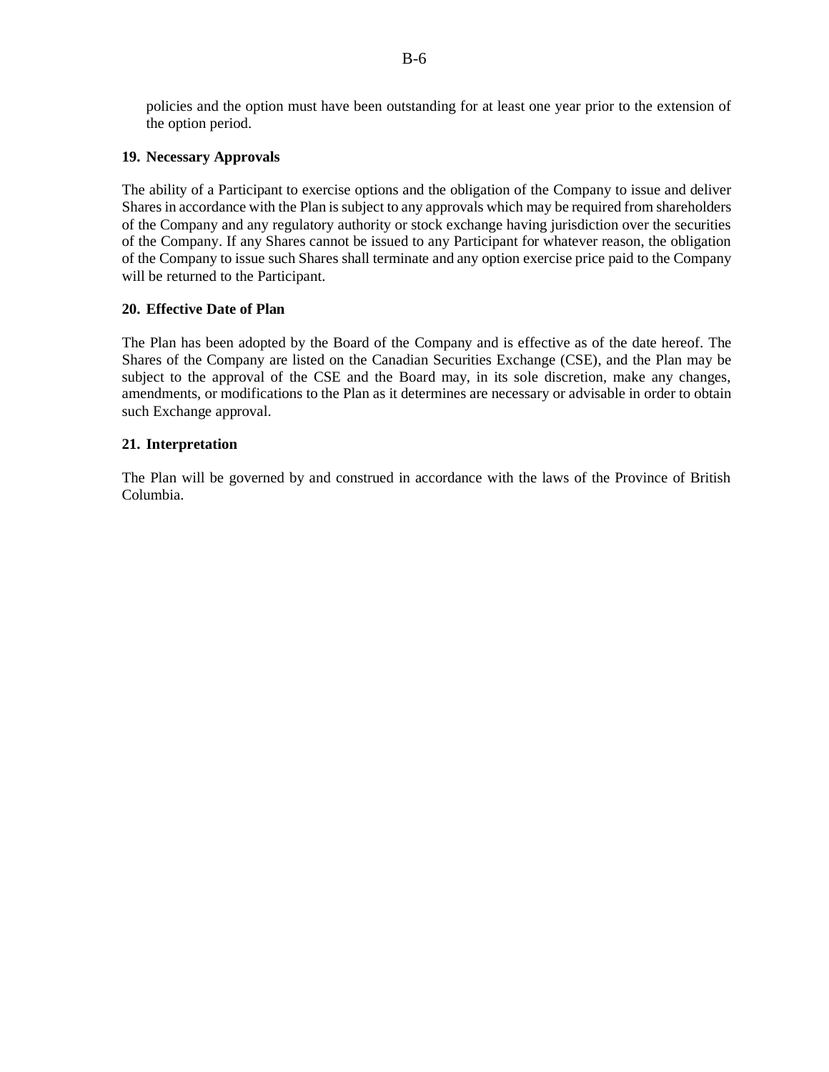policies and the option must have been outstanding for at least one year prior to the extension of the option period.

**19. Necessary Approvals**

The ability of a Participant to exercise options and the obligation of the Company to issue and deliver Shares in accordance with the Plan is subject to any approvals which may be required from shareholders of the Company and any regulatory authority or stock exchange having jurisdiction over the securities of the Company. If any Shares cannot be issued to any Participant for whatever reason, the obligation of the Company to issue such Shares shall terminate and any option exercise price paid to the Company will be returned to the Participant.

**20. Effective Date of Plan**

The Plan has been adopted by the Board of the Company and is effective as of the date hereof. The Shares of the Company are listed on the Canadian Securities Exchange (CSE), and the Plan may be subject to the approval of the CSE and the Board may, in its sole discretion, make any changes, amendments, or modifications to the Plan as it determines are necessary or advisable in order to obtain such Exchange approval.

**21. Interpretation**

The Plan will be governed by and construed in accordance with the laws of the Province of British Columbia.